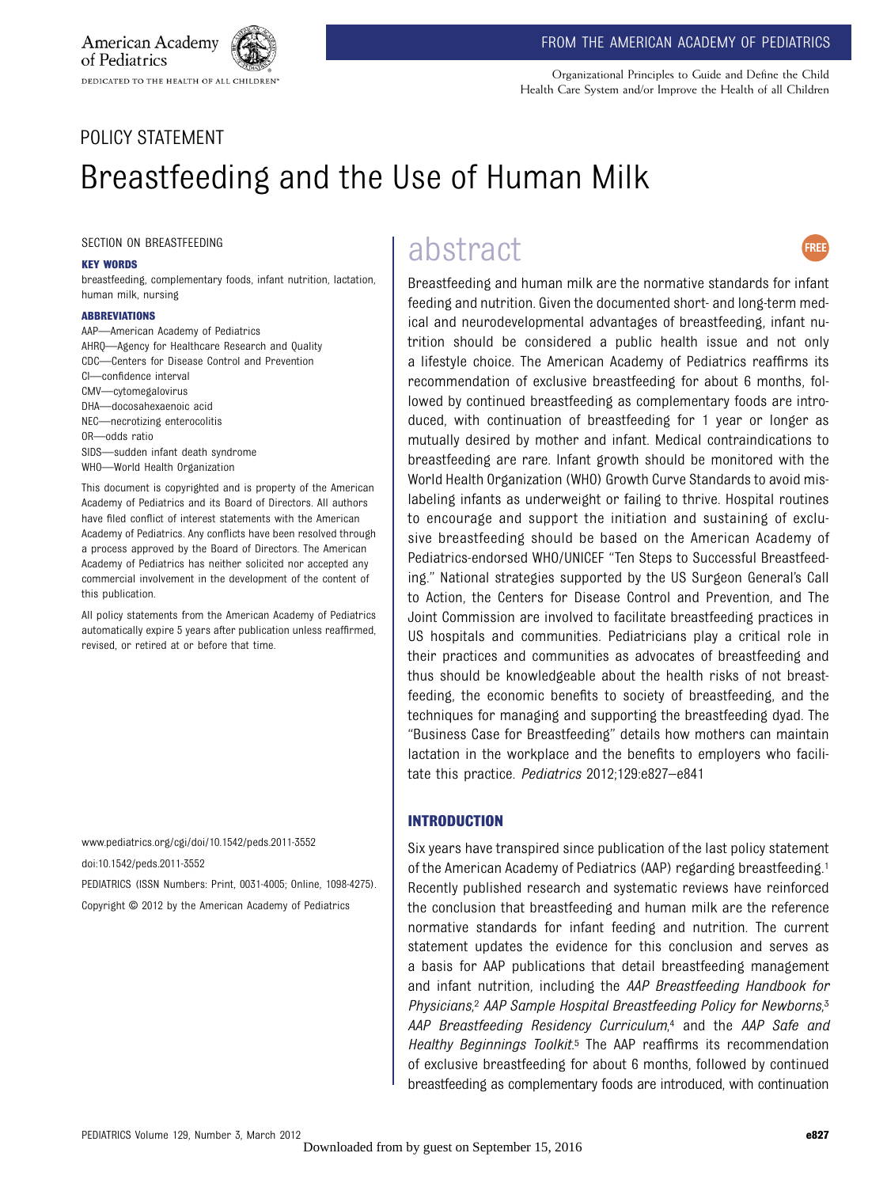American Academy of Pediatrics

DEDICATED TO THE HEALTH OF ALL CHILDREN™

FROM THE AMERICAN ACADEMY OF PEDIATRICS

Organizational Principles to Guide and Define the Child Health Care System and/or Improve the Health of all Children

POLICY STATEMENT

# Breastfeeding and the Use of Human Milk

SECTION ON BREASTFEEDING

**KEY WORDS**

breastfeeding, complementary foods, infant nutrition, lactation, human milk, nursing

**ABBREVIATIONS**

AAP—American Academy of Pediatrics
AHRQ—Agency for Healthcare Research and Quality
CDC—Centers for Disease Control and Prevention
CI—confidence interval
CMV—cytomegalovirus
DHA—docosahexaenoic acid
NEC—necrotizing enterocolitis
OR—odds ratio
SIDS—sudden infant death syndrome
WHO—World Health Organization

This document is copyrighted and is property of the American Academy of Pediatrics and its Board of Directors. All authors have filed conflict of interest statements with the American Academy of Pediatrics. Any conflicts have been resolved through a process approved by the Board of Directors. The American Academy of Pediatrics has neither solicited nor accepted any commercial involvement in the development of the content of this publication.

All policy statements from the American Academy of Pediatrics automatically expire 5 years after publication unless reaffirmed, revised, or retired at or before that time.

www.pediatrics.org/cgi/doi/10.1542/peds.2011-3552

doi:10.1542/peds.2011-3552

PEDIATRICS (ISSN Numbers: Print, 0031-4005; Online, 1098-4275).

Copyright © 2012 by the American Academy of Pediatrics

## abstract

Breastfeeding and human milk are the normative standards for infant feeding and nutrition. Given the documented short- and long-term medical and neurodevelopmental advantages of breastfeeding, infant nutrition should be considered a public health issue and not only a lifestyle choice. The American Academy of Pediatrics reaffirms its recommendation of exclusive breastfeeding for about 6 months, followed by continued breastfeeding as complementary foods are introduced, with continuation of breastfeeding for 1 year or longer as mutually desired by mother and infant. Medical contraindications to breastfeeding are rare. Infant growth should be monitored with the World Health Organization (WHO) Growth Curve Standards to avoid mislabeling infants as underweight or failing to thrive. Hospital routines to encourage and support the initiation and sustaining of exclusive breastfeeding should be based on the American Academy of Pediatrics-endorsed WHO/UNICEF "Ten Steps to Successful Breastfeeding." National strategies supported by the US Surgeon General's Call to Action, the Centers for Disease Control and Prevention, and The Joint Commission are involved to facilitate breastfeeding practices in US hospitals and communities. Pediatricians play a critical role in their practices and communities as advocates of breastfeeding and thus should be knowledgeable about the health risks of not breastfeeding, the economic benefits to society of breastfeeding, and the techniques for managing and supporting the breastfeeding dyad. The "Business Case for Breastfeeding" details how mothers can maintain lactation in the workplace and the benefits to employers who facilitate this practice. *Pediatrics* 2012;129:e827–e841

## INTRODUCTION

Six years have transpired since publication of the last policy statement of the American Academy of Pediatrics (AAP) regarding breastfeeding.[1] Recently published research and systematic reviews have reinforced the conclusion that breastfeeding and human milk are the reference normative standards for infant feeding and nutrition. The current statement updates the evidence for this conclusion and serves as a basis for AAP publications that detail breastfeeding management and infant nutrition, including the *AAP Breastfeeding Handbook for Physicians*,[2] *AAP Sample Hospital Breastfeeding Policy for Newborns*,[3] *AAP Breastfeeding Residency Curriculum*,[4] and the *AAP Safe and Healthy Beginnings Toolkit*.[5] The AAP reaffirms its recommendation of exclusive breastfeeding for about 6 months, followed by continued breastfeeding as complementary foods are introduced, with continuation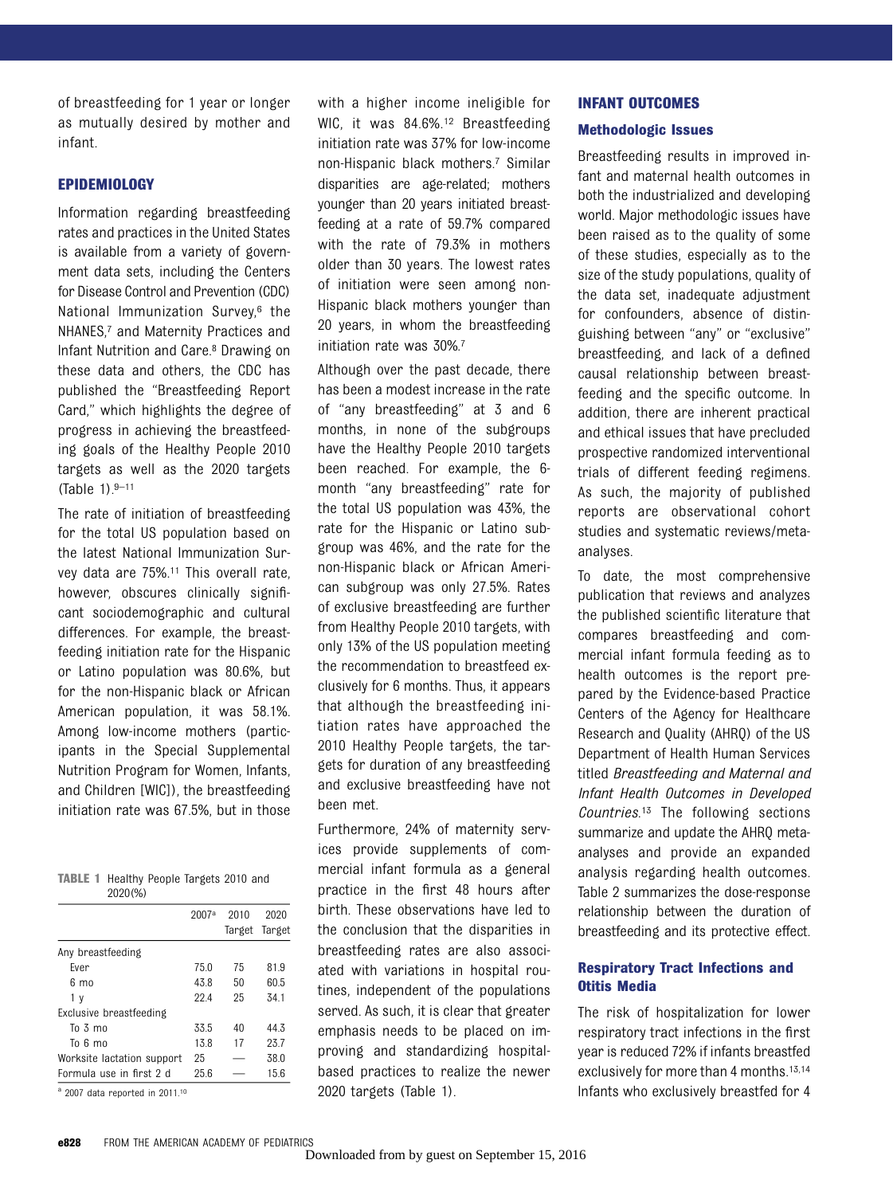of breastfeeding for 1 year or longer as mutually desired by mother and infant.

## EPIDEMIOLOGY

Information regarding breastfeeding rates and practices in the United States is available from a variety of government data sets, including the Centers for Disease Control and Prevention (CDC) National Immunization Survey,[6] the NHANES,[7] and Maternity Practices and Infant Nutrition and Care.[8] Drawing on these data and others, the CDC has published the "Breastfeeding Report Card," which highlights the degree of progress in achieving the breastfeeding goals of the Healthy People 2010 targets as well as the 2020 targets (Table 1).[9–11]

The rate of initiation of breastfeeding for the total US population based on the latest National Immunization Survey data are 75%.[11] This overall rate, however, obscures clinically significant sociodemographic and cultural differences. For example, the breastfeeding initiation rate for the Hispanic or Latino population was 80.6%, but for the non-Hispanic black or African American population, it was 58.1%. Among low-income mothers (participants in the Special Supplemental Nutrition Program for Women, Infants, and Children [WIC]), the breastfeeding initiation rate was 67.5%, but in those with a higher income ineligible for WIC, it was 84.6%.[12] Breastfeeding initiation rate was 37% for low-income non-Hispanic black mothers.[7] Similar disparities are age-related; mothers younger than 20 years initiated breastfeeding at a rate of 59.7% compared with the rate of 79.3% in mothers older than 30 years. The lowest rates of initiation were seen among non-Hispanic black mothers younger than 20 years, in whom the breastfeeding initiation rate was 30%.[7]

Although over the past decade, there has been a modest increase in the rate of "any breastfeeding" at 3 and 6 months, in none of the subgroups have the Healthy People 2010 targets been reached. For example, the 6-month "any breastfeeding" rate for the total US population was 43%, the rate for the Hispanic or Latino subgroup was 46%, and the rate for the non-Hispanic black or African American subgroup was only 27.5%. Rates of exclusive breastfeeding are further from Healthy People 2010 targets, with only 13% of the US population meeting the recommendation to breastfeed exclusively for 6 months. Thus, it appears that although the breastfeeding initiation rates have approached the 2010 Healthy People targets, the targets for duration of any breastfeeding and exclusive breastfeeding have not been met.

Furthermore, 24% of maternity services provide supplements of commercial infant formula as a general practice in the first 48 hours after birth. These observations have led to the conclusion that the disparities in breastfeeding rates are also associated with variations in hospital routines, independent of the populations served. As such, it is clear that greater emphasis needs to be placed on improving and standardizing hospital-based practices to realize the newer 2020 targets (Table 1).

**TABLE 1** Healthy People Targets 2010 and 2020(%)

| | 2007[a] | 2010 Target | 2020 Target |
|---|---|---|---|
| Any breastfeeding | | | |
| Ever | 75.0 | 75 | 81.9 |
| 6 mo | 43.8 | 50 | 60.5 |
| 1 y | 22.4 | 25 | 34.1 |
| Exclusive breastfeeding | | | |
| To 3 mo | 33.5 | 40 | 44.3 |
| To 6 mo | 13.8 | 17 | 23.7 |
| Worksite lactation support | 25 | — | 38.0 |
| Formula use in first 2 d | 25.6 | — | 15.6 |

[a] 2007 data reported in 2011.[10]

## INFANT OUTCOMES

### Methodologic Issues

Breastfeeding results in improved infant and maternal health outcomes in both the industrialized and developing world. Major methodologic issues have been raised as to the quality of some of these studies, especially as to the size of the study populations, quality of the data set, inadequate adjustment for confounders, absence of distinguishing between "any" or "exclusive" breastfeeding, and lack of a defined causal relationship between breastfeeding and the specific outcome. In addition, there are inherent practical and ethical issues that have precluded prospective randomized interventional trials of different feeding regimens. As such, the majority of published reports are observational cohort studies and systematic reviews/meta-analyses.

To date, the most comprehensive publication that reviews and analyzes the published scientific literature that compares breastfeeding and commercial infant formula feeding as to health outcomes is the report prepared by the Evidence-based Practice Centers of the Agency for Healthcare Research and Quality (AHRQ) of the US Department of Health Human Services titled *Breastfeeding and Maternal and Infant Health Outcomes in Developed Countries*.[13] The following sections summarize and update the AHRQ meta-analyses and provide an expanded analysis regarding health outcomes. Table 2 summarizes the dose-response relationship between the duration of breastfeeding and its protective effect.

### Respiratory Tract Infections and Otitis Media

The risk of hospitalization for lower respiratory tract infections in the first year is reduced 72% if infants breastfed exclusively for more than 4 months.[13,14] Infants who exclusively breastfed for 4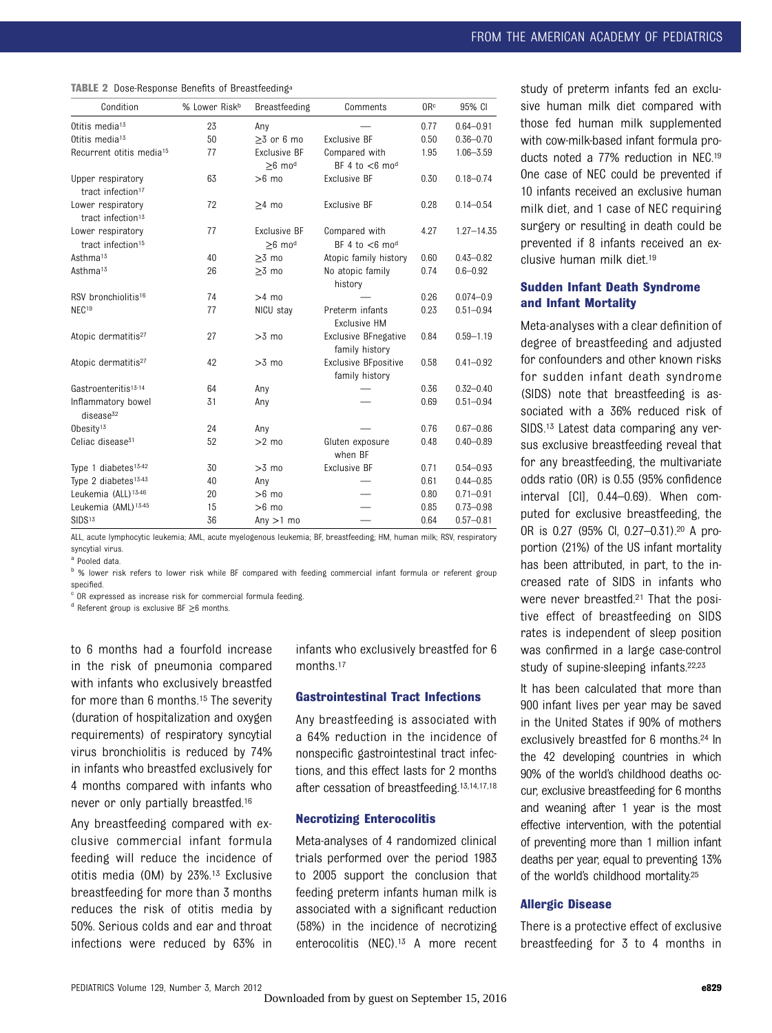**TABLE 2** Dose-Response Benefits of Breastfeeding[a]

| Condition | % Lower Risk[b] | Breastfeeding | Comments | OR[c] | 95% CI |
|---|---|---|---|---|---|
| Otitis media[13] | 23 | Any | — | 0.77 | 0.64–0.91 |
| Otitis media[13] | 50 | ≥3 or 6 mo | Exclusive BF | 0.50 | 0.36–0.70 |
| Recurrent otitis media[15] | 77 | Exclusive BF ≥6 mo[d] | Compared with BF 4 to <6 mo[d] | 1.95 | 1.06–3.59 |
| Upper respiratory tract infection[17] | 63 | >6 mo | Exclusive BF | 0.30 | 0.18–0.74 |
| Lower respiratory tract infection[13] | 72 | ≥4 mo | Exclusive BF | 0.28 | 0.14–0.54 |
| Lower respiratory tract infection[15] | 77 | Exclusive BF ≥6 mo[d] | Compared with BF 4 to <6 mo[d] | 4.27 | 1.27–14.35 |
| Asthma[13] | 40 | ≥3 mo | Atopic family history | 0.60 | 0.43–0.82 |
| Asthma[13] | 26 | ≥3 mo | No atopic family history | 0.74 | 0.6–0.92 |
| RSV bronchiolitis[16] | 74 | >4 mo | — | 0.26 | 0.074–0.9 |
| NEC[19] | 77 | NICU stay | Preterm infants Exclusive HM | 0.23 | 0.51–0.94 |
| Atopic dermatitis[27] | 27 | >3 mo | Exclusive BFnegative family history | 0.84 | 0.59–1.19 |
| Atopic dermatitis[27] | 42 | >3 mo | Exclusive BFpositive family history | 0.58 | 0.41–0.92 |
| Gastroenteritis[13,14] | 64 | Any | — | 0.36 | 0.32–0.40 |
| Inflammatory bowel disease[32] | 31 | Any | — | 0.69 | 0.51–0.94 |
| Obesity[13] | 24 | Any | — | 0.76 | 0.67–0.86 |
| Celiac disease[31] | 52 | >2 mo | Gluten exposure when BF | 0.48 | 0.40–0.89 |
| Type 1 diabetes[13,42] | 30 | >3 mo | Exclusive BF | 0.71 | 0.54–0.93 |
| Type 2 diabetes[13,43] | 40 | Any | — | 0.61 | 0.44–0.85 |
| Leukemia (ALL)[13,46] | 20 | >6 mo | — | 0.80 | 0.71–0.91 |
| Leukemia (AML)[13,45] | 15 | >6 mo | — | 0.85 | 0.73–0.98 |
| SIDS[13] | 36 | Any >1 mo | — | 0.64 | 0.57–0.81 |

ALL, acute lymphocytic leukemia; AML, acute myelogenous leukemia; BF, breastfeeding; HM, human milk; RSV, respiratory syncytial virus.
[a] Pooled data.
[b] % lower risk refers to lower risk while BF compared with feeding commercial infant formula or referent group specified.
[c] OR expressed as increase risk for commercial formula feeding.
[d] Referent group is exclusive BF ≥6 months.

to 6 months had a fourfold increase in the risk of pneumonia compared with infants who exclusively breastfed for more than 6 months.[15] The severity (duration of hospitalization and oxygen requirements) of respiratory syncytial virus bronchiolitis is reduced by 74% in infants who breastfed exclusively for 4 months compared with infants who never or only partially breastfed.[16]

Any breastfeeding compared with exclusive commercial infant formula feeding will reduce the incidence of otitis media (OM) by 23%.[13] Exclusive breastfeeding for more than 3 months reduces the risk of otitis media by 50%. Serious colds and ear and throat infections were reduced by 63% in infants who exclusively breastfed for 6 months.[17]

### Gastrointestinal Tract Infections

Any breastfeeding is associated with a 64% reduction in the incidence of nonspecific gastrointestinal tract infections, and this effect lasts for 2 months after cessation of breastfeeding.[13,14,17,18]

### Necrotizing Enterocolitis

Meta-analyses of 4 randomized clinical trials performed over the period 1983 to 2005 support the conclusion that feeding preterm infants human milk is associated with a significant reduction (58%) in the incidence of necrotizing enterocolitis (NEC).[13] A more recent study of preterm infants fed an exclusive human milk diet compared with those fed human milk supplemented with cow-milk-based infant formula products noted a 77% reduction in NEC.[19] One case of NEC could be prevented if 10 infants received an exclusive human milk diet, and 1 case of NEC requiring surgery or resulting in death could be prevented if 8 infants received an exclusive human milk diet.[19]

### Sudden Infant Death Syndrome and Infant Mortality

Meta-analyses with a clear definition of degree of breastfeeding and adjusted for confounders and other known risks for sudden infant death syndrome (SIDS) note that breastfeeding is associated with a 36% reduced risk of SIDS.[13] Latest data comparing any versus exclusive breastfeeding reveal that for any breastfeeding, the multivariate odds ratio (OR) is 0.55 (95% confidence interval [CI], 0.44–0.69). When computed for exclusive breastfeeding, the OR is 0.27 (95% CI, 0.27–0.31).[20] A proportion (21%) of the US infant mortality has been attributed, in part, to the increased rate of SIDS in infants who were never breastfed.[21] That the positive effect of breastfeeding on SIDS rates is independent of sleep position was confirmed in a large case-control study of supine-sleeping infants.[22,23]

It has been calculated that more than 900 infant lives per year may be saved in the United States if 90% of mothers exclusively breastfed for 6 months.[24] In the 42 developing countries in which 90% of the world's childhood deaths occur, exclusive breastfeeding for 6 months and weaning after 1 year is the most effective intervention, with the potential of preventing more than 1 million infant deaths per year, equal to preventing 13% of the world's childhood mortality.[25]

### Allergic Disease

There is a protective effect of exclusive breastfeeding for 3 to 4 months in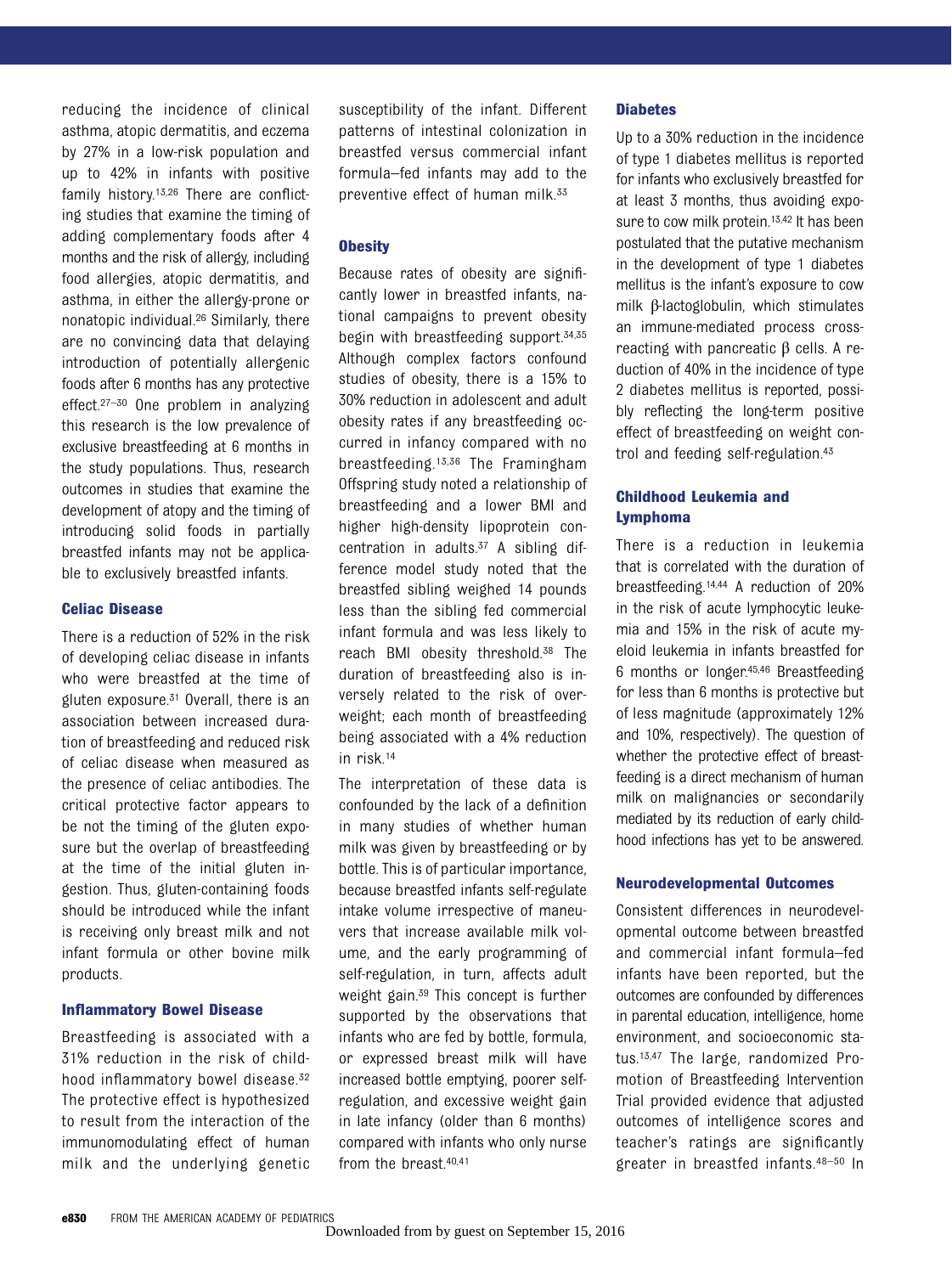reducing the incidence of clinical asthma, atopic dermatitis, and eczema by 27% in a low-risk population and up to 42% in infants with positive family history.[13,26] There are conflicting studies that examine the timing of adding complementary foods after 4 months and the risk of allergy, including food allergies, atopic dermatitis, and asthma, in either the allergy-prone or nonatopic individual.[26] Similarly, there are no convincing data that delaying introduction of potentially allergenic foods after 6 months has any protective effect.[27–30] One problem in analyzing this research is the low prevalence of exclusive breastfeeding at 6 months in the study populations. Thus, research outcomes in studies that examine the development of atopy and the timing of introducing solid foods in partially breastfed infants may not be applicable to exclusively breastfed infants.

### Celiac Disease

There is a reduction of 52% in the risk of developing celiac disease in infants who were breastfed at the time of gluten exposure.[31] Overall, there is an association between increased duration of breastfeeding and reduced risk of celiac disease when measured as the presence of celiac antibodies. The critical protective factor appears to be not the timing of the gluten exposure but the overlap of breastfeeding at the time of the initial gluten ingestion. Thus, gluten-containing foods should be introduced while the infant is receiving only breast milk and not infant formula or other bovine milk products.

### Inflammatory Bowel Disease

Breastfeeding is associated with a 31% reduction in the risk of childhood inflammatory bowel disease.[32] The protective effect is hypothesized to result from the interaction of the immunomodulating effect of human milk and the underlying genetic susceptibility of the infant. Different patterns of intestinal colonization in breastfed versus commercial infant formula–fed infants may add to the preventive effect of human milk.[33]

### Obesity

Because rates of obesity are significantly lower in breastfed infants, national campaigns to prevent obesity begin with breastfeeding support.[34,35] Although complex factors confound studies of obesity, there is a 15% to 30% reduction in adolescent and adult obesity rates if any breastfeeding occurred in infancy compared with no breastfeeding.[13,36] The Framingham Offspring study noted a relationship of breastfeeding and a lower BMI and higher high-density lipoprotein concentration in adults.[37] A sibling difference model study noted that the breastfed sibling weighed 14 pounds less than the sibling fed commercial infant formula and was less likely to reach BMI obesity threshold.[38] The duration of breastfeeding also is inversely related to the risk of overweight; each month of breastfeeding being associated with a 4% reduction in risk.[14]

The interpretation of these data is confounded by the lack of a definition in many studies of whether human milk was given by breastfeeding or by bottle. This is of particular importance, because breastfed infants self-regulate intake volume irrespective of maneuvers that increase available milk volume, and the early programming of self-regulation, in turn, affects adult weight gain.[39] This concept is further supported by the observations that infants who are fed by bottle, formula, or expressed breast milk will have increased bottle emptying, poorer self-regulation, and excessive weight gain in late infancy (older than 6 months) compared with infants who only nurse from the breast.[40,41]

### Diabetes

Up to a 30% reduction in the incidence of type 1 diabetes mellitus is reported for infants who exclusively breastfed for at least 3 months, thus avoiding exposure to cow milk protein.[13,42] It has been postulated that the putative mechanism in the development of type 1 diabetes mellitus is the infant's exposure to cow milk β-lactoglobulin, which stimulates an immune-mediated process cross-reacting with pancreatic β cells. A reduction of 40% in the incidence of type 2 diabetes mellitus is reported, possibly reflecting the long-term positive effect of breastfeeding on weight control and feeding self-regulation.[43]

### Childhood Leukemia and Lymphoma

There is a reduction in leukemia that is correlated with the duration of breastfeeding.[14,44] A reduction of 20% in the risk of acute lymphocytic leukemia and 15% in the risk of acute myeloid leukemia in infants breastfed for 6 months or longer.[45,46] Breastfeeding for less than 6 months is protective but of less magnitude (approximately 12% and 10%, respectively). The question of whether the protective effect of breastfeeding is a direct mechanism of human milk on malignancies or secondarily mediated by its reduction of early childhood infections has yet to be answered.

### Neurodevelopmental Outcomes

Consistent differences in neurodevelopmental outcome between breastfed and commercial infant formula–fed infants have been reported, but the outcomes are confounded by differences in parental education, intelligence, home environment, and socioeconomic status.[13,47] The large, randomized Promotion of Breastfeeding Intervention Trial provided evidence that adjusted outcomes of intelligence scores and teacher's ratings are significantly greater in breastfed infants.[48–50] In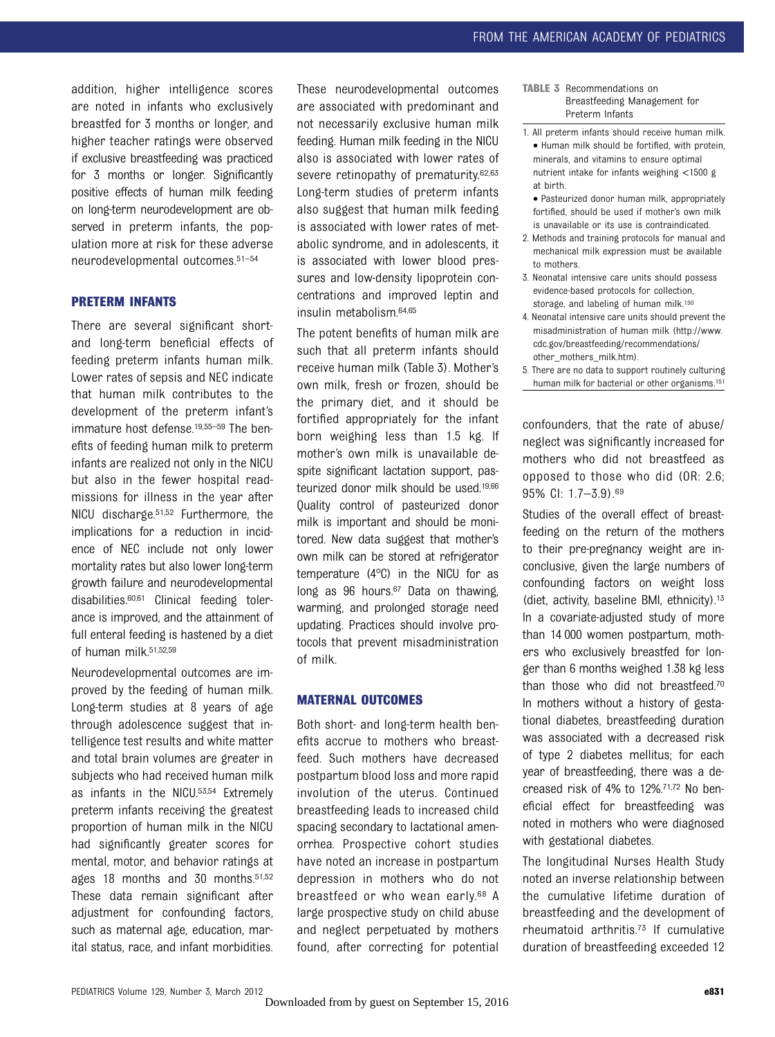addition, higher intelligence scores are noted in infants who exclusively breastfed for 3 months or longer, and higher teacher ratings were observed if exclusive breastfeeding was practiced for 3 months or longer. Significantly positive effects of human milk feeding on long-term neurodevelopment are observed in preterm infants, the population more at risk for these adverse neurodevelopmental outcomes.[51–54]

## PRETERM INFANTS

There are several significant short- and long-term beneficial effects of feeding preterm infants human milk. Lower rates of sepsis and NEC indicate that human milk contributes to the development of the preterm infant's immature host defense.[19,55–59] The benefits of feeding human milk to preterm infants are realized not only in the NICU but also in the fewer hospital readmissions for illness in the year after NICU discharge.[51,52] Furthermore, the implications for a reduction in incidence of NEC include not only lower mortality rates but also lower long-term growth failure and neurodevelopmental disabilities.[60,61] Clinical feeding tolerance is improved, and the attainment of full enteral feeding is hastened by a diet of human milk.[51,52,59]

Neurodevelopmental outcomes are improved by the feeding of human milk. Long-term studies at 8 years of age through adolescence suggest that intelligence test results and white matter and total brain volumes are greater in subjects who had received human milk as infants in the NICU.[53,54] Extremely preterm infants receiving the greatest proportion of human milk in the NICU had significantly greater scores for mental, motor, and behavior ratings at ages 18 months and 30 months.[51,52] These data remain significant after adjustment for confounding factors, such as maternal age, education, marital status, race, and infant morbidities. These neurodevelopmental outcomes are associated with predominant and not necessarily exclusive human milk feeding. Human milk feeding in the NICU also is associated with lower rates of severe retinopathy of prematurity.[62,63] Long-term studies of preterm infants also suggest that human milk feeding is associated with lower rates of metabolic syndrome, and in adolescents, it is associated with lower blood pressures and low-density lipoprotein concentrations and improved leptin and insulin metabolism.[64,65]

The potent benefits of human milk are such that all preterm infants should receive human milk (Table 3). Mother's own milk, fresh or frozen, should be the primary diet, and it should be fortified appropriately for the infant born weighing less than 1.5 kg. If mother's own milk is unavailable despite significant lactation support, pasteurized donor milk should be used.[19,66] Quality control of pasteurized donor milk is important and should be monitored. New data suggest that mother's own milk can be stored at refrigerator temperature (4°C) in the NICU for as long as 96 hours.[67] Data on thawing, warming, and prolonged storage need updating. Practices should involve protocols that prevent misadministration of milk.

**TABLE 3** Recommendations on Breastfeeding Management for Preterm Infants

1. All preterm infants should receive human milk.
   - Human milk should be fortified, with protein, minerals, and vitamins to ensure optimal nutrient intake for infants weighing <1500 g at birth.
   - Pasteurized donor human milk, appropriately fortified, should be used if mother's own milk is unavailable or its use is contraindicated.
2. Methods and training protocols for manual and mechanical milk expression must be available to mothers.
3. Neonatal intensive care units should possess evidence-based protocols for collection, storage, and labeling of human milk.[150]
4. Neonatal intensive care units should prevent the misadministration of human milk (http://www.cdc.gov/breastfeeding/recommendations/other_mothers_milk.htm).
5. There are no data to support routinely culturing human milk for bacterial or other organisms.[151]

## MATERNAL OUTCOMES

Both short- and long-term health benefits accrue to mothers who breastfeed. Such mothers have decreased postpartum blood loss and more rapid involution of the uterus. Continued breastfeeding leads to increased child spacing secondary to lactational amenorrhea. Prospective cohort studies have noted an increase in postpartum depression in mothers who do not breastfeed or who wean early.[68] A large prospective study on child abuse and neglect perpetuated by mothers found, after correcting for potential confounders, that the rate of abuse/neglect was significantly increased for mothers who did not breastfeed as opposed to those who did (OR: 2.6; 95% CI: 1.7–3.9).[69]

Studies of the overall effect of breastfeeding on the return of the mothers to their pre-pregnancy weight are inconclusive, given the large numbers of confounding factors on weight loss (diet, activity, baseline BMI, ethnicity).[13] In a covariate-adjusted study of more than 14 000 women postpartum, mothers who exclusively breastfed for longer than 6 months weighed 1.38 kg less than those who did not breastfeed.[70] In mothers without a history of gestational diabetes, breastfeeding duration was associated with a decreased risk of type 2 diabetes mellitus; for each year of breastfeeding, there was a decreased risk of 4% to 12%.[71,72] No beneficial effect for breastfeeding was noted in mothers who were diagnosed with gestational diabetes.

The longitudinal Nurses Health Study noted an inverse relationship between the cumulative lifetime duration of breastfeeding and the development of rheumatoid arthritis.[73] If cumulative duration of breastfeeding exceeded 12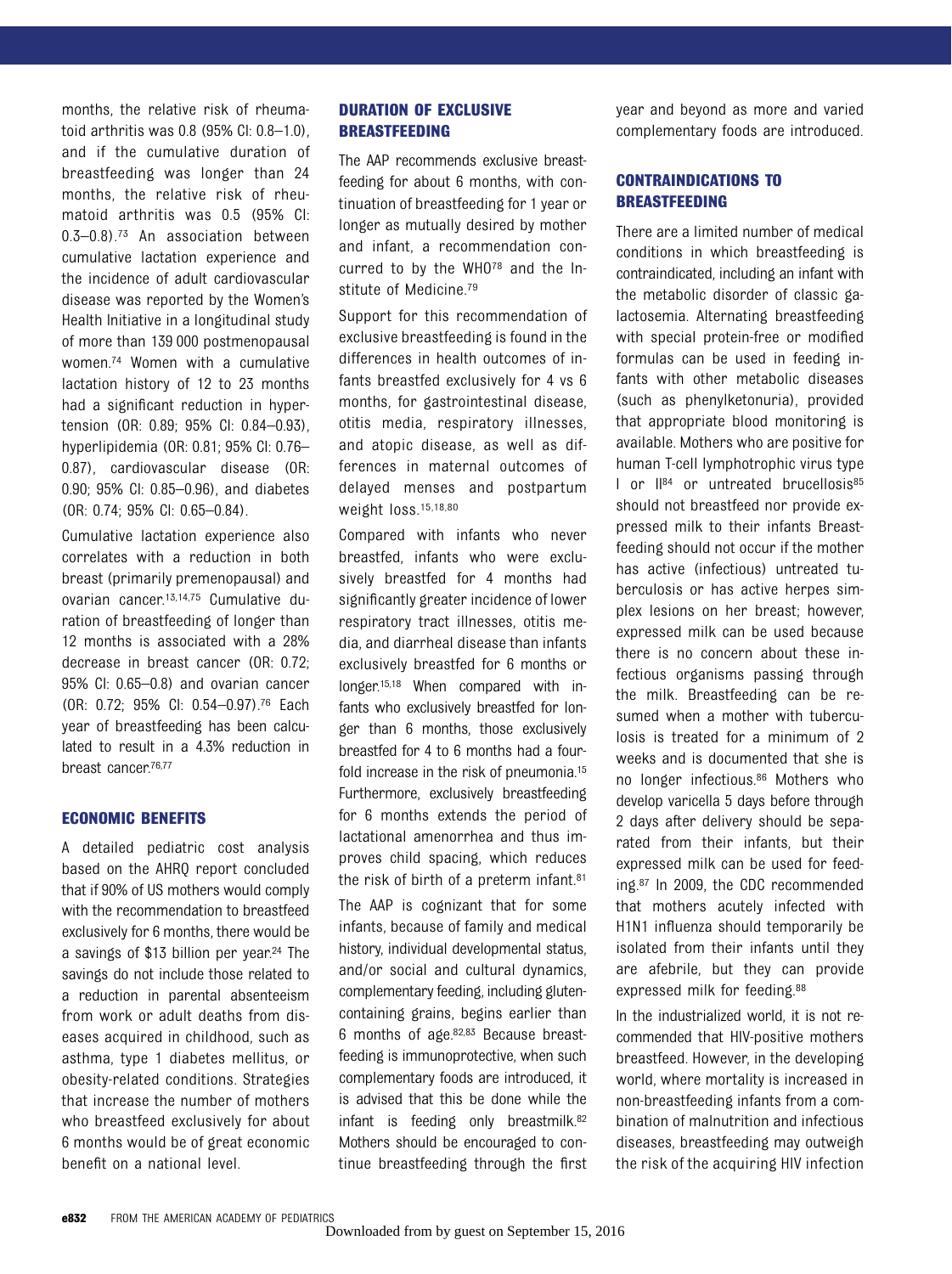months, the relative risk of rheumatoid arthritis was 0.8 (95% CI: 0.8–1.0), and if the cumulative duration of breastfeeding was longer than 24 months, the relative risk of rheumatoid arthritis was 0.5 (95% CI: 0.3–0.8).[73] An association between cumulative lactation experience and the incidence of adult cardiovascular disease was reported by the Women's Health Initiative in a longitudinal study of more than 139 000 postmenopausal women.[74] Women with a cumulative lactation history of 12 to 23 months had a significant reduction in hypertension (OR: 0.89; 95% CI: 0.84–0.93), hyperlipidemia (OR: 0.81; 95% CI: 0.76–0.87), cardiovascular disease (OR: 0.90; 95% CI: 0.85–0.96), and diabetes (OR: 0.74; 95% CI: 0.65–0.84).

Cumulative lactation experience also correlates with a reduction in both breast (primarily premenopausal) and ovarian cancer.[13,14,75] Cumulative duration of breastfeeding of longer than 12 months is associated with a 28% decrease in breast cancer (OR: 0.72; 95% CI: 0.65–0.8) and ovarian cancer (OR: 0.72; 95% CI: 0.54–0.97).[76] Each year of breastfeeding has been calculated to result in a 4.3% reduction in breast cancer.[76,77]

## ECONOMIC BENEFITS

A detailed pediatric cost analysis based on the AHRQ report concluded that if 90% of US mothers would comply with the recommendation to breastfeed exclusively for 6 months, there would be a savings of $13 billion per year.[24] The savings do not include those related to a reduction in parental absenteeism from work or adult deaths from diseases acquired in childhood, such as asthma, type 1 diabetes mellitus, or obesity-related conditions. Strategies that increase the number of mothers who breastfeed exclusively for about 6 months would be of great economic benefit on a national level.

## DURATION OF EXCLUSIVE BREASTFEEDING

The AAP recommends exclusive breastfeeding for about 6 months, with continuation of breastfeeding for 1 year or longer as mutually desired by mother and infant, a recommendation concurred to by the WHO[78] and the Institute of Medicine.[79]

Support for this recommendation of exclusive breastfeeding is found in the differences in health outcomes of infants breastfed exclusively for 4 vs 6 months, for gastrointestinal disease, otitis media, respiratory illnesses, and atopic disease, as well as differences in maternal outcomes of delayed menses and postpartum weight loss.[15,18,80]

Compared with infants who never breastfed, infants who were exclusively breastfed for 4 months had significantly greater incidence of lower respiratory tract illnesses, otitis media, and diarrheal disease than infants exclusively breastfed for 6 months or longer.[15,18] When compared with infants who exclusively breastfed for longer than 6 months, those exclusively breastfed for 4 to 6 months had a fourfold increase in the risk of pneumonia.[15] Furthermore, exclusively breastfeeding for 6 months extends the period of lactational amenorrhea and thus improves child spacing, which reduces the risk of birth of a preterm infant.[81]

The AAP is cognizant that for some infants, because of family and medical history, individual developmental status, and/or social and cultural dynamics, complementary feeding, including gluten-containing grains, begins earlier than 6 months of age.[82,83] Because breastfeeding is immunoprotective, when such complementary foods are introduced, it is advised that this be done while the infant is feeding only breastmilk.[82] Mothers should be encouraged to continue breastfeeding through the first year and beyond as more and varied complementary foods are introduced.

## CONTRAINDICATIONS TO BREASTFEEDING

There are a limited number of medical conditions in which breastfeeding is contraindicated, including an infant with the metabolic disorder of classic galactosemia. Alternating breastfeeding with special protein-free or modified formulas can be used in feeding infants with other metabolic diseases (such as phenylketonuria), provided that appropriate blood monitoring is available. Mothers who are positive for human T-cell lymphotrophic virus type I or II[84] or untreated brucellosis[85] should not breastfeed nor provide expressed milk to their infants Breastfeeding should not occur if the mother has active (infectious) untreated tuberculosis or has active herpes simplex lesions on her breast; however, expressed milk can be used because there is no concern about these infectious organisms passing through the milk. Breastfeeding can be resumed when a mother with tuberculosis is treated for a minimum of 2 weeks and is documented that she is no longer infectious.[86] Mothers who develop varicella 5 days before through 2 days after delivery should be separated from their infants, but their expressed milk can be used for feeding.[87] In 2009, the CDC recommended that mothers acutely infected with H1N1 influenza should temporarily be isolated from their infants until they are afebrile, but they can provide expressed milk for feeding.[88]

In the industrialized world, it is not recommended that HIV-positive mothers breastfeed. However, in the developing world, where mortality is increased in non-breastfeeding infants from a combination of malnutrition and infectious diseases, breastfeeding may outweigh the risk of the acquiring HIV infection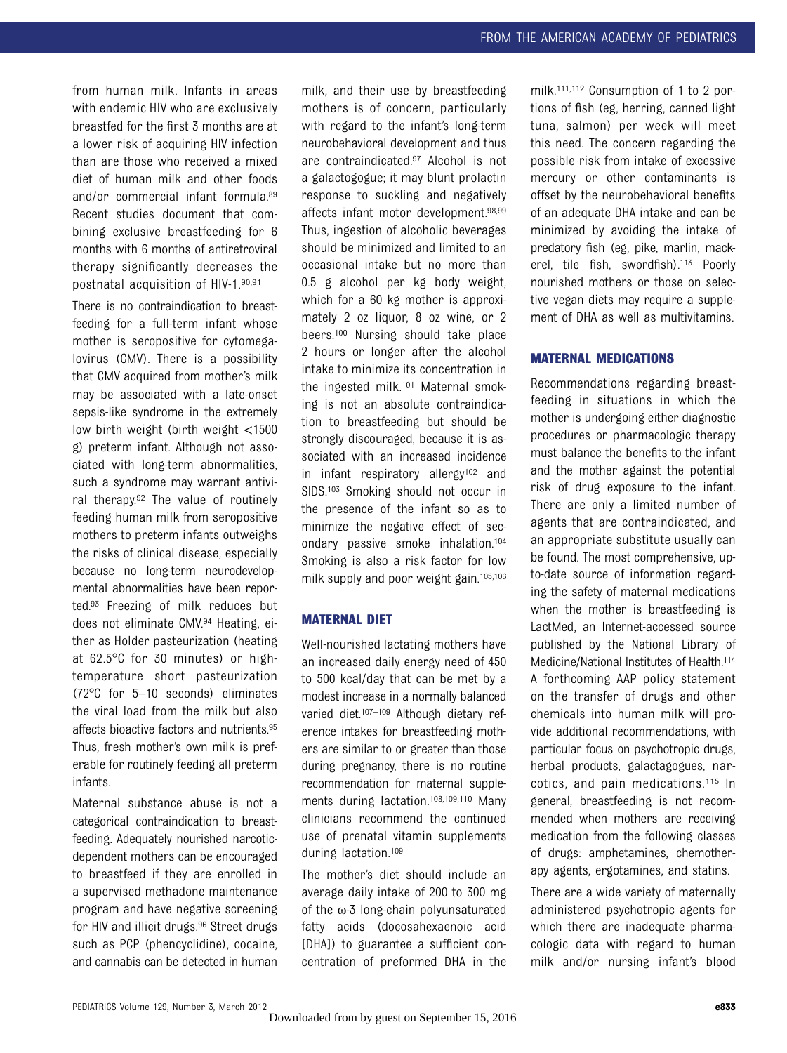from human milk. Infants in areas with endemic HIV who are exclusively breastfed for the first 3 months are at a lower risk of acquiring HIV infection than are those who received a mixed diet of human milk and other foods and/or commercial infant formula.[89] Recent studies document that combining exclusive breastfeeding for 6 months with 6 months of antiretroviral therapy significantly decreases the postnatal acquisition of HIV-1.[90,91]

There is no contraindication to breastfeeding for a full-term infant whose mother is seropositive for cytomegalovirus (CMV). There is a possibility that CMV acquired from mother's milk may be associated with a late-onset sepsis-like syndrome in the extremely low birth weight (birth weight <1500 g) preterm infant. Although not associated with long-term abnormalities, such a syndrome may warrant antiviral therapy.[92] The value of routinely feeding human milk from seropositive mothers to preterm infants outweighs the risks of clinical disease, especially because no long-term neurodevelopmental abnormalities have been reported.[93] Freezing of milk reduces but does not eliminate CMV.[94] Heating, either as Holder pasteurization (heating at 62.5°C for 30 minutes) or high-temperature short pasteurization (72°C for 5–10 seconds) eliminates the viral load from the milk but also affects bioactive factors and nutrients.[95] Thus, fresh mother's own milk is preferable for routinely feeding all preterm infants.

Maternal substance abuse is not a categorical contraindication to breastfeeding. Adequately nourished narcotic-dependent mothers can be encouraged to breastfeed if they are enrolled in a supervised methadone maintenance program and have negative screening for HIV and illicit drugs.[96] Street drugs such as PCP (phencyclidine), cocaine, and cannabis can be detected in human milk, and their use by breastfeeding mothers is of concern, particularly with regard to the infant's long-term neurobehavioral development and thus are contraindicated.[97] Alcohol is not a galactogogue; it may blunt prolactin response to suckling and negatively affects infant motor development.[98,99] Thus, ingestion of alcoholic beverages should be minimized and limited to an occasional intake but no more than 0.5 g alcohol per kg body weight, which for a 60 kg mother is approximately 2 oz liquor, 8 oz wine, or 2 beers.[100] Nursing should take place 2 hours or longer after the alcohol intake to minimize its concentration in the ingested milk.[101] Maternal smoking is not an absolute contraindication to breastfeeding but should be strongly discouraged, because it is associated with an increased incidence in infant respiratory allergy[102] and SIDS.[103] Smoking should not occur in the presence of the infant so as to minimize the negative effect of secondary passive smoke inhalation.[104] Smoking is also a risk factor for low milk supply and poor weight gain.[105,106]

## MATERNAL DIET

Well-nourished lactating mothers have an increased daily energy need of 450 to 500 kcal/day that can be met by a modest increase in a normally balanced varied diet.[107–109] Although dietary reference intakes for breastfeeding mothers are similar to or greater than those during pregnancy, there is no routine recommendation for maternal supplements during lactation.[108,109,110] Many clinicians recommend the continued use of prenatal vitamin supplements during lactation.[109]

The mother's diet should include an average daily intake of 200 to 300 mg of the ω-3 long-chain polyunsaturated fatty acids (docosahexaenoic acid [DHA]) to guarantee a sufficient concentration of preformed DHA in the milk.[111,112] Consumption of 1 to 2 portions of fish (eg, herring, canned light tuna, salmon) per week will meet this need. The concern regarding the possible risk from intake of excessive mercury or other contaminants is offset by the neurobehavioral benefits of an adequate DHA intake and can be minimized by avoiding the intake of predatory fish (eg, pike, marlin, mackerel, tile fish, swordfish).[113] Poorly nourished mothers or those on selective vegan diets may require a supplement of DHA as well as multivitamins.

## MATERNAL MEDICATIONS

Recommendations regarding breastfeeding in situations in which the mother is undergoing either diagnostic procedures or pharmacologic therapy must balance the benefits to the infant and the mother against the potential risk of drug exposure to the infant. There are only a limited number of agents that are contraindicated, and an appropriate substitute usually can be found. The most comprehensive, up-to-date source of information regarding the safety of maternal medications when the mother is breastfeeding is LactMed, an Internet-accessed source published by the National Library of Medicine/National Institutes of Health.[114] A forthcoming AAP policy statement on the transfer of drugs and other chemicals into human milk will provide additional recommendations, with particular focus on psychotropic drugs, herbal products, galactagogues, narcotics, and pain medications.[115] In general, breastfeeding is not recommended when mothers are receiving medication from the following classes of drugs: amphetamines, chemotherapy agents, ergotamines, and statins.

There are a wide variety of maternally administered psychotropic agents for which there are inadequate pharmacologic data with regard to human milk and/or nursing infant's blood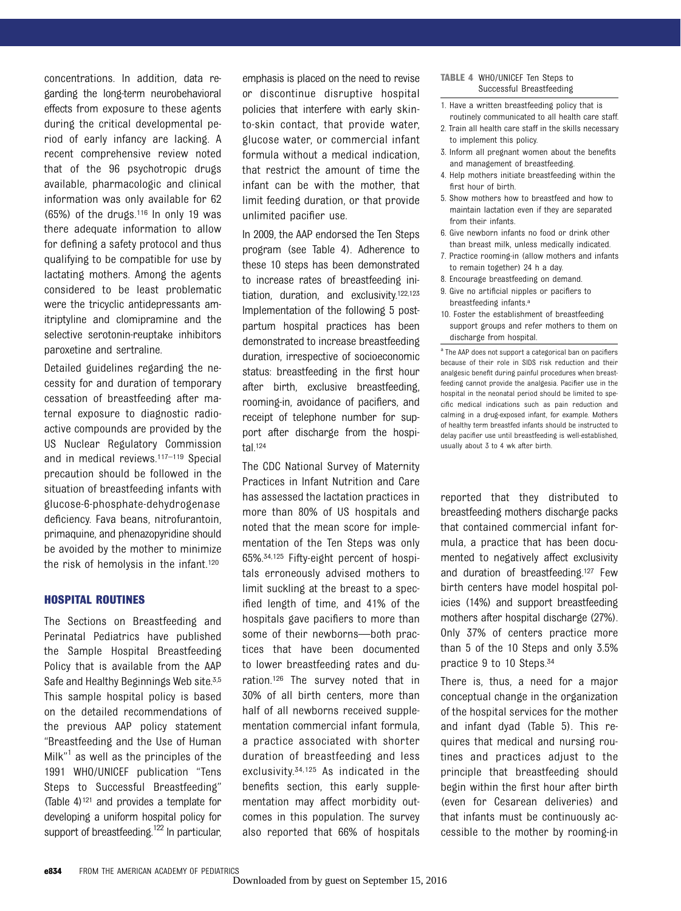concentrations. In addition, data regarding the long-term neurobehavioral effects from exposure to these agents during the critical developmental period of early infancy are lacking. A recent comprehensive review noted that of the 96 psychotropic drugs available, pharmacologic and clinical information was only available for 62 (65%) of the drugs.[116] In only 19 was there adequate information to allow for defining a safety protocol and thus qualifying to be compatible for use by lactating mothers. Among the agents considered to be least problematic were the tricyclic antidepressants amitriptyline and clomipramine and the selective serotonin-reuptake inhibitors paroxetine and sertraline.

Detailed guidelines regarding the necessity for and duration of temporary cessation of breastfeeding after maternal exposure to diagnostic radioactive compounds are provided by the US Nuclear Regulatory Commission and in medical reviews.[117–119] Special precaution should be followed in the situation of breastfeeding infants with glucose-6-phosphate-dehydrogenase deficiency. Fava beans, nitrofurantoin, primaquine, and phenazopyridine should be avoided by the mother to minimize the risk of hemolysis in the infant.[120]

## HOSPITAL ROUTINES

The Sections on Breastfeeding and Perinatal Pediatrics have published the Sample Hospital Breastfeeding Policy that is available from the AAP Safe and Healthy Beginnings Web site.[3,5] This sample hospital policy is based on the detailed recommendations of the previous AAP policy statement "Breastfeeding and the Use of Human Milk"[1] as well as the principles of the 1991 WHO/UNICEF publication "Tens Steps to Successful Breastfeeding" (Table 4)[121] and provides a template for developing a uniform hospital policy for support of breastfeeding.[122] In particular, emphasis is placed on the need to revise or discontinue disruptive hospital policies that interfere with early skin-to-skin contact, that provide water, glucose water, or commercial infant formula without a medical indication, that restrict the amount of time the infant can be with the mother, that limit feeding duration, or that provide unlimited pacifier use.

In 2009, the AAP endorsed the Ten Steps program (see Table 4). Adherence to these 10 steps has been demonstrated to increase rates of breastfeeding initiation, duration, and exclusivity.[122,123] Implementation of the following 5 postpartum hospital practices has been demonstrated to increase breastfeeding duration, irrespective of socioeconomic status: breastfeeding in the first hour after birth, exclusive breastfeeding, rooming-in, avoidance of pacifiers, and receipt of telephone number for support after discharge from the hospital.[124]

The CDC National Survey of Maternity Practices in Infant Nutrition and Care has assessed the lactation practices in more than 80% of US hospitals and noted that the mean score for implementation of the Ten Steps was only 65%.[34,125] Fifty-eight percent of hospitals erroneously advised mothers to limit suckling at the breast to a specified length of time, and 41% of the hospitals gave pacifiers to more than some of their newborns—both practices that have been documented to lower breastfeeding rates and duration.[126] The survey noted that in 30% of all birth centers, more than half of all newborns received supplementation commercial infant formula, a practice associated with shorter duration of breastfeeding and less exclusivity.[34,125] As indicated in the benefits section, this early supplementation may affect morbidity outcomes in this population. The survey also reported that 66% of hospitals reported that they distributed to breastfeeding mothers discharge packs that contained commercial infant formula, a practice that has been documented to negatively affect exclusivity and duration of breastfeeding.[127] Few birth centers have model hospital policies (14%) and support breastfeeding mothers after hospital discharge (27%). Only 37% of centers practice more than 5 of the 10 Steps and only 3.5% practice 9 to 10 Steps.[34]

There is, thus, a need for a major conceptual change in the organization of the hospital services for the mother and infant dyad (Table 5). This requires that medical and nursing routines and practices adjust to the principle that breastfeeding should begin within the first hour after birth (even for Cesarean deliveries) and that infants must be continuously accessible to the mother by rooming-in

**TABLE 4** WHO/UNICEF Ten Steps to Successful Breastfeeding

1. Have a written breastfeeding policy that is routinely communicated to all health care staff.
2. Train all health care staff in the skills necessary to implement this policy.
3. Inform all pregnant women about the benefits and management of breastfeeding.
4. Help mothers initiate breastfeeding within the first hour of birth.
5. Show mothers how to breastfeed and how to maintain lactation even if they are separated from their infants.
6. Give newborn infants no food or drink other than breast milk, unless medically indicated.
7. Practice rooming-in (allow mothers and infants to remain together) 24 h a day.
8. Encourage breastfeeding on demand.
9. Give no artificial nipples or pacifiers to breastfeeding infants.[a]
10. Foster the establishment of breastfeeding support groups and refer mothers to them on discharge from hospital.

[a] The AAP does not support a categorical ban on pacifiers because of their role in SIDS risk reduction and their analgesic benefit during painful procedures when breastfeeding cannot provide the analgesia. Pacifier use in the hospital in the neonatal period should be limited to specific medical indications such as pain reduction and calming in a drug-exposed infant, for example. Mothers of healthy term breastfed infants should be instructed to delay pacifier use until breastfeeding is well-established, usually about 3 to 4 wk after birth.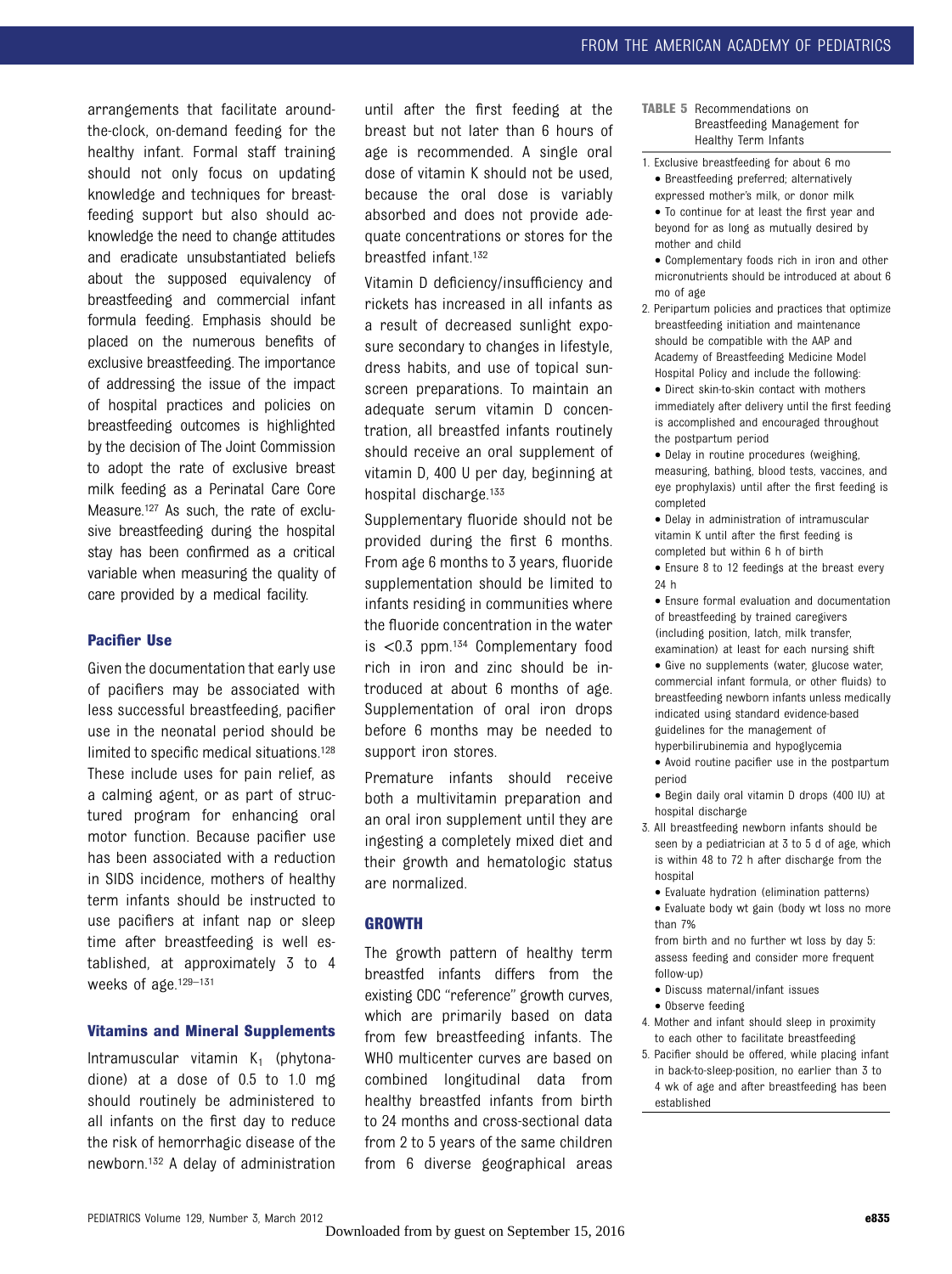arrangements that facilitate around-the-clock, on-demand feeding for the healthy infant. Formal staff training should not only focus on updating knowledge and techniques for breastfeeding support but also should acknowledge the need to change attitudes and eradicate unsubstantiated beliefs about the supposed equivalency of breastfeeding and commercial infant formula feeding. Emphasis should be placed on the numerous benefits of exclusive breastfeeding. The importance of addressing the issue of the impact of hospital practices and policies on breastfeeding outcomes is highlighted by the decision of The Joint Commission to adopt the rate of exclusive breast milk feeding as a Perinatal Care Core Measure.[127] As such, the rate of exclusive breastfeeding during the hospital stay has been confirmed as a critical variable when measuring the quality of care provided by a medical facility.

### Pacifier Use

Given the documentation that early use of pacifiers may be associated with less successful breastfeeding, pacifier use in the neonatal period should be limited to specific medical situations.[128] These include uses for pain relief, as a calming agent, or as part of structured program for enhancing oral motor function. Because pacifier use has been associated with a reduction in SIDS incidence, mothers of healthy term infants should be instructed to use pacifiers at infant nap or sleep time after breastfeeding is well established, at approximately 3 to 4 weeks of age.[129–131]

### Vitamins and Mineral Supplements

Intramuscular vitamin $K_1$ (phytonadione) at a dose of 0.5 to 1.0 mg should routinely be administered to all infants on the first day to reduce the risk of hemorrhagic disease of the newborn.[132] A delay of administration until after the first feeding at the breast but not later than 6 hours of age is recommended. A single oral dose of vitamin K should not be used, because the oral dose is variably absorbed and does not provide adequate concentrations or stores for the breastfed infant.[132]

Vitamin D deficiency/insufficiency and rickets has increased in all infants as a result of decreased sunlight exposure secondary to changes in lifestyle, dress habits, and use of topical sunscreen preparations. To maintain an adequate serum vitamin D concentration, all breastfed infants routinely should receive an oral supplement of vitamin D, 400 U per day, beginning at hospital discharge.[133]

Supplementary fluoride should not be provided during the first 6 months. From age 6 months to 3 years, fluoride supplementation should be limited to infants residing in communities where the fluoride concentration in the water is <0.3 ppm.[134] Complementary food rich in iron and zinc should be introduced at about 6 months of age. Supplementation of oral iron drops before 6 months may be needed to support iron stores.

Premature infants should receive both a multivitamin preparation and an oral iron supplement until they are ingesting a completely mixed diet and their growth and hematologic status are normalized.

## GROWTH

The growth pattern of healthy term breastfed infants differs from the existing CDC "reference" growth curves, which are primarily based on data from few breastfeeding infants. The WHO multicenter curves are based on combined longitudinal data from healthy breastfed infants from birth to 24 months and cross-sectional data from 2 to 5 years of the same children from 6 diverse geographical areas

**TABLE 5** Recommendations on Breastfeeding Management for Healthy Term Infants

1. Exclusive breastfeeding for about 6 mo
   - Breastfeeding preferred; alternatively expressed mother's milk, or donor milk
   - To continue for at least the first year and beyond for as long as mutually desired by mother and child
   - Complementary foods rich in iron and other micronutrients should be introduced at about 6 mo of age
2. Peripartum policies and practices that optimize breastfeeding initiation and maintenance should be compatible with the AAP and Academy of Breastfeeding Medicine Model Hospital Policy and include the following:
   - Direct skin-to-skin contact with mothers immediately after delivery until the first feeding is accomplished and encouraged throughout the postpartum period
   - Delay in routine procedures (weighing, measuring, bathing, blood tests, vaccines, and eye prophylaxis) until after the first feeding is completed
   - Delay in administration of intramuscular vitamin K until after the first feeding is completed but within 6 h of birth
   - Ensure 8 to 12 feedings at the breast every 24 h
   - Ensure formal evaluation and documentation of breastfeeding by trained caregivers (including position, latch, milk transfer, examination) at least for each nursing shift
   - Give no supplements (water, glucose water, commercial infant formula, or other fluids) to breastfeeding newborn infants unless medically indicated using standard evidence-based guidelines for the management of hyperbilirubinemia and hypoglycemia
   - Avoid routine pacifier use in the postpartum period
   - Begin daily oral vitamin D drops (400 IU) at hospital discharge
3. All breastfeeding newborn infants should be seen by a pediatrician at 3 to 5 d of age, which is within 48 to 72 h after discharge from the hospital
   - Evaluate hydration (elimination patterns)
   - Evaluate body wt gain (body wt loss no more than 7% from birth and no further wt loss by day 5: assess feeding and consider more frequent follow-up)
   - Discuss maternal/infant issues
   - Observe feeding
4. Mother and infant should sleep in proximity to each other to facilitate breastfeeding
5. Pacifier should be offered, while placing infant in back-to-sleep-position, no earlier than 3 to 4 wk of age and after breastfeeding has been established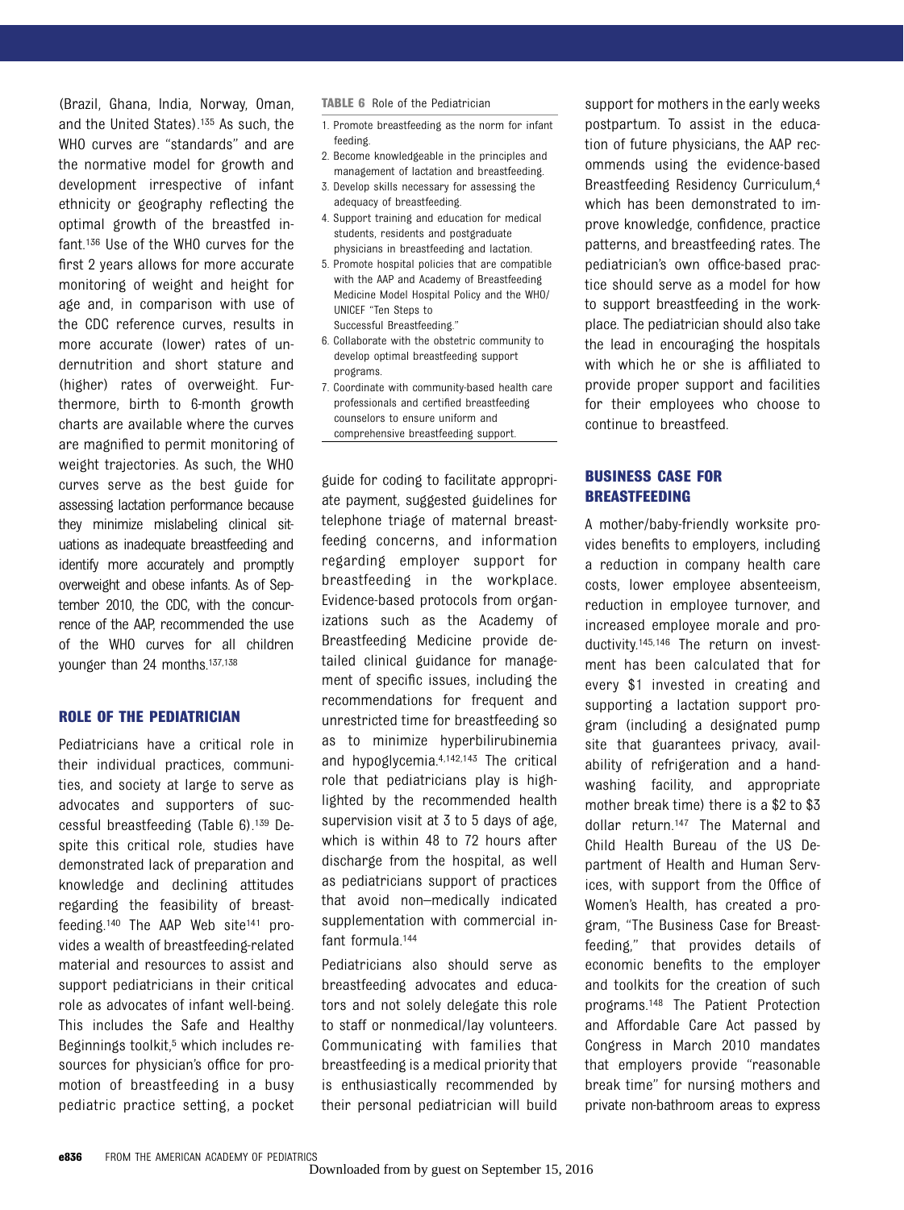(Brazil, Ghana, India, Norway, Oman, and the United States).[135] As such, the WHO curves are "standards" and are the normative model for growth and development irrespective of infant ethnicity or geography reflecting the optimal growth of the breastfed infant.[136] Use of the WHO curves for the first 2 years allows for more accurate monitoring of weight and height for age and, in comparison with use of the CDC reference curves, results in more accurate (lower) rates of undernutrition and short stature and (higher) rates of overweight. Furthermore, birth to 6-month growth charts are available where the curves are magnified to permit monitoring of weight trajectories. As such, the WHO curves serve as the best guide for assessing lactation performance because they minimize mislabeling clinical situations as inadequate breastfeeding and identify more accurately and promptly overweight and obese infants. As of September 2010, the CDC, with the concurrence of the AAP, recommended the use of the WHO curves for all children younger than 24 months.[137,138]

## ROLE OF THE PEDIATRICIAN

Pediatricians have a critical role in their individual practices, communities, and society at large to serve as advocates and supporters of successful breastfeeding (Table 6).[139] Despite this critical role, studies have demonstrated lack of preparation and knowledge and declining attitudes regarding the feasibility of breastfeeding.[140] The AAP Web site[141] provides a wealth of breastfeeding-related material and resources to assist and support pediatricians in their critical role as advocates of infant well-being. This includes the Safe and Healthy Beginnings toolkit,[5] which includes resources for physician's office for promotion of breastfeeding in a busy pediatric practice setting, a pocket guide for coding to facilitate appropriate payment, suggested guidelines for telephone triage of maternal breastfeeding concerns, and information regarding employer support for breastfeeding in the workplace. Evidence-based protocols from organizations such as the Academy of Breastfeeding Medicine provide detailed clinical guidance for management of specific issues, including the recommendations for frequent and unrestricted time for breastfeeding so as to minimize hyperbilirubinemia and hypoglycemia.[4,142,143] The critical role that pediatricians play is highlighted by the recommended health supervision visit at 3 to 5 days of age, which is within 48 to 72 hours after discharge from the hospital, as well as pediatricians support of practices that avoid non–medically indicated supplementation with commercial infant formula.[144]

**TABLE 6** Role of the Pediatrician

1. Promote breastfeeding as the norm for infant feeding.
2. Become knowledgeable in the principles and management of lactation and breastfeeding.
3. Develop skills necessary for assessing the adequacy of breastfeeding.
4. Support training and education for medical students, residents and postgraduate physicians in breastfeeding and lactation.
5. Promote hospital policies that are compatible with the AAP and Academy of Breastfeeding Medicine Model Hospital Policy and the WHO/UNICEF "Ten Steps to Successful Breastfeeding."
6. Collaborate with the obstetric community to develop optimal breastfeeding support programs.
7. Coordinate with community-based health care professionals and certified breastfeeding counselors to ensure uniform and comprehensive breastfeeding support.

Pediatricians also should serve as breastfeeding advocates and educators and not solely delegate this role to staff or nonmedical/lay volunteers. Communicating with families that breastfeeding is a medical priority that is enthusiastically recommended by their personal pediatrician will build support for mothers in the early weeks postpartum. To assist in the education of future physicians, the AAP recommends using the evidence-based Breastfeeding Residency Curriculum,[4] which has been demonstrated to improve knowledge, confidence, practice patterns, and breastfeeding rates. The pediatrician's own office-based practice should serve as a model for how to support breastfeeding in the workplace. The pediatrician should also take the lead in encouraging the hospitals with which he or she is affiliated to provide proper support and facilities for their employees who choose to continue to breastfeed.

## BUSINESS CASE FOR BREASTFEEDING

A mother/baby-friendly worksite provides benefits to employers, including a reduction in company health care costs, lower employee absenteeism, reduction in employee turnover, and increased employee morale and productivity.[145,146] The return on investment has been calculated that for every $1 invested in creating and supporting a lactation support program (including a designated pump site that guarantees privacy, availability of refrigeration and a handwashing facility, and appropriate mother break time) there is a $2 to $3 dollar return.[147] The Maternal and Child Health Bureau of the US Department of Health and Human Services, with support from the Office of Women's Health, has created a program, "The Business Case for Breastfeeding," that provides details of economic benefits to the employer and toolkits for the creation of such programs.[148] The Patient Protection and Affordable Care Act passed by Congress in March 2010 mandates that employers provide "reasonable break time" for nursing mothers and private non-bathroom areas to express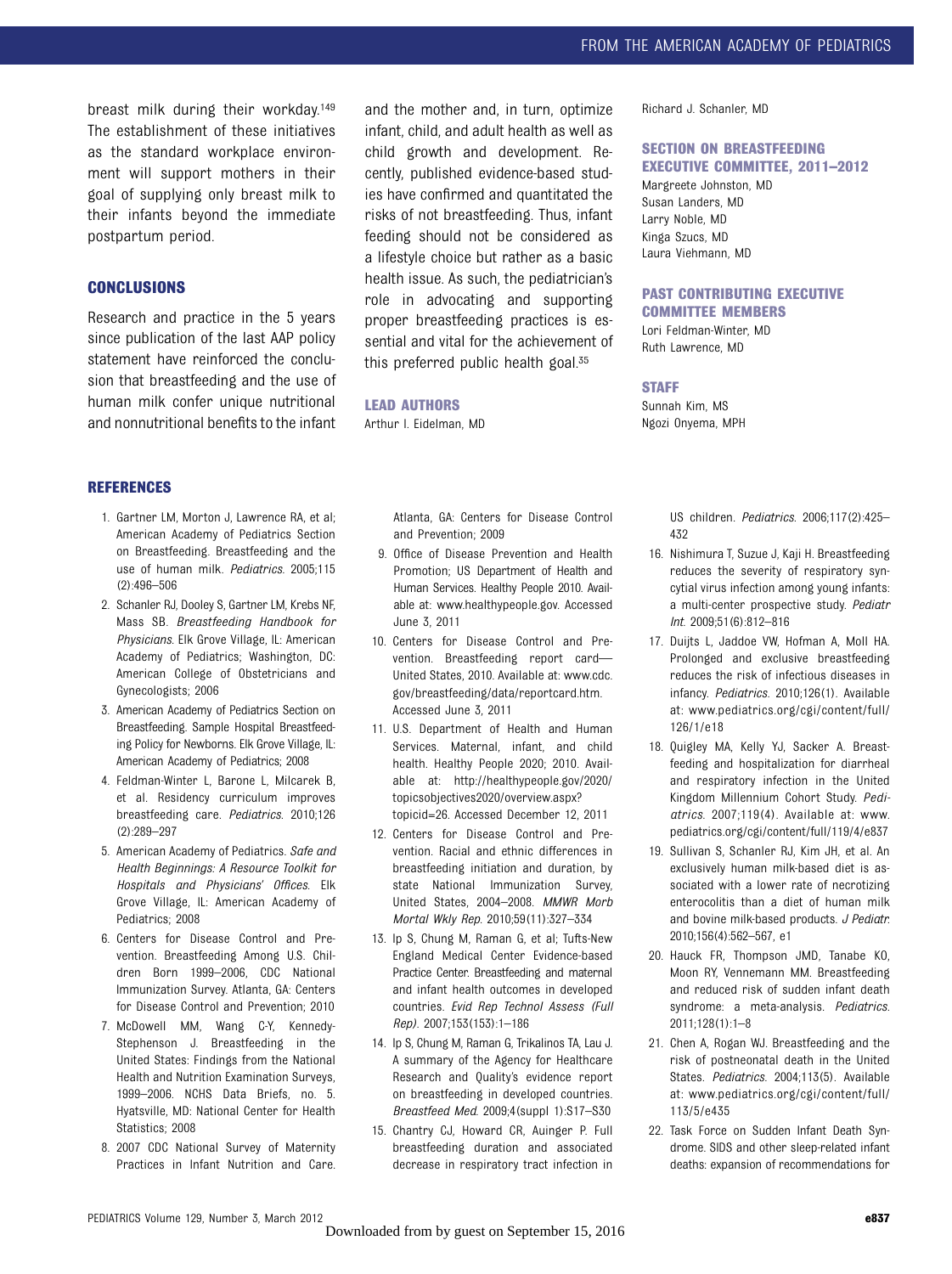breast milk during their workday.[149] The establishment of these initiatives as the standard workplace environment will support mothers in their goal of supplying only breast milk to their infants beyond the immediate postpartum period.

## CONCLUSIONS

Research and practice in the 5 years since publication of the last AAP policy statement have reinforced the conclusion that breastfeeding and the use of human milk confer unique nutritional and nonnutritional benefits to the infant and the mother and, in turn, optimize infant, child, and adult health as well as child growth and development. Recently, published evidence-based studies have confirmed and quantitated the risks of not breastfeeding. Thus, infant feeding should not be considered as a lifestyle choice but rather as a basic health issue. As such, the pediatrician's role in advocating and supporting proper breastfeeding practices is essential and vital for the achievement of this preferred public health goal.[35]

### LEAD AUTHORS

Arthur I. Eidelman, MD
Richard J. Schanler, MD

### SECTION ON BREASTFEEDING EXECUTIVE COMMITTEE, 2011–2012

Margreete Johnston, MD
Susan Landers, MD
Larry Noble, MD
Kinga Szucs, MD
Laura Viehmann, MD

### PAST CONTRIBUTING EXECUTIVE COMMITTEE MEMBERS

Lori Feldman-Winter, MD
Ruth Lawrence, MD

### STAFF

Sunnah Kim, MS
Ngozi Onyema, MPH

## REFERENCES

1. Gartner LM, Morton J, Lawrence RA, et al; American Academy of Pediatrics Section on Breastfeeding. Breastfeeding and the use of human milk. *Pediatrics*. 2005;115(2):496–506
2. Schanler RJ, Dooley S, Gartner LM, Krebs NF, Mass SB. *Breastfeeding Handbook for Physicians*. Elk Grove Village, IL: American Academy of Pediatrics; Washington, DC: American College of Obstetricians and Gynecologists; 2006
3. American Academy of Pediatrics Section on Breastfeeding. Sample Hospital Breastfeeding Policy for Newborns. Elk Grove Village, IL: American Academy of Pediatrics; 2008
4. Feldman-Winter L, Barone L, Milcarek B, et al. Residency curriculum improves breastfeeding care. *Pediatrics*. 2010;126(2):289–297
5. American Academy of Pediatrics. *Safe and Health Beginnings: A Resource Toolkit for Hospitals and Physicians' Offices*. Elk Grove Village, IL: American Academy of Pediatrics; 2008
6. Centers for Disease Control and Prevention. Breastfeeding Among U.S. Children Born 1999–2006, CDC National Immunization Survey. Atlanta, GA: Centers for Disease Control and Prevention; 2010
7. McDowell MM, Wang C-Y, Kennedy-Stephenson J. Breastfeeding in the United States: Findings from the National Health and Nutrition Examination Surveys, 1999–2006. NCHS Data Briefs, no. 5. Hyatsville, MD: National Center for Health Statistics; 2008
8. 2007 CDC National Survey of Maternity Practices in Infant Nutrition and Care. Atlanta, GA: Centers for Disease Control and Prevention; 2009
9. Office of Disease Prevention and Health Promotion; US Department of Health and Human Services. Healthy People 2010. Available at: www.healthypeople.gov. Accessed June 3, 2011
10. Centers for Disease Control and Prevention. Breastfeeding report card—United States, 2010. Available at: www.cdc.gov/breastfeeding/data/reportcard.htm. Accessed June 3, 2011
11. U.S. Department of Health and Human Services. Maternal, infant, and child health. Healthy People 2020; 2010. Available at: http://healthypeople.gov/2020/topicsobjectives2020/overview.aspx?topicid=26. Accessed December 12, 2011
12. Centers for Disease Control and Prevention. Racial and ethnic differences in breastfeeding initiation and duration, by state National Immunization Survey, United States, 2004–2008. *MMWR Morb Mortal Wkly Rep*. 2010;59(11):327–334
13. Ip S, Chung M, Raman G, et al; Tufts-New England Medical Center Evidence-based Practice Center. Breastfeeding and maternal and infant health outcomes in developed countries. *Evid Rep Technol Assess (Full Rep)*. 2007;153(153):1–186
14. Ip S, Chung M, Raman G, Trikalinos TA, Lau J. A summary of the Agency for Healthcare Research and Quality's evidence report on breastfeeding in developed countries. *Breastfeed Med*. 2009;4(suppl 1):S17–S30
15. Chantry CJ, Howard CR, Auinger P. Full breastfeeding duration and associated decrease in respiratory tract infection in US children. *Pediatrics*. 2006;117(2):425–432
16. Nishimura T, Suzue J, Kaji H. Breastfeeding reduces the severity of respiratory syncytial virus infection among young infants: a multi-center prospective study. *Pediatr Int*. 2009;51(6):812–816
17. Duijts L, Jaddoe VW, Hofman A, Moll HA. Prolonged and exclusive breastfeeding reduces the risk of infectious diseases in infancy. *Pediatrics*. 2010;126(1). Available at: www.pediatrics.org/cgi/content/full/126/1/e18
18. Quigley MA, Kelly YJ, Sacker A. Breastfeeding and hospitalization for diarrheal and respiratory infection in the United Kingdom Millennium Cohort Study. *Pediatrics*. 2007;119(4). Available at: www.pediatrics.org/cgi/content/full/119/4/e837
19. Sullivan S, Schanler RJ, Kim JH, et al. An exclusively human milk-based diet is associated with a lower rate of necrotizing enterocolitis than a diet of human milk and bovine milk-based products. *J Pediatr*. 2010;156(4):562–567, e1
20. Hauck FR, Thompson JMD, Tanabe KO, Moon RY, Vennemann MM. Breastfeeding and reduced risk of sudden infant death syndrome: a meta-analysis. *Pediatrics*. 2011;128(1):1–8
21. Chen A, Rogan WJ. Breastfeeding and the risk of postneonatal death in the United States. *Pediatrics*. 2004;113(5). Available at: www.pediatrics.org/cgi/content/full/113/5/e435
22. Task Force on Sudden Infant Death Syndrome. SIDS and other sleep-related infant deaths: expansion of recommendations for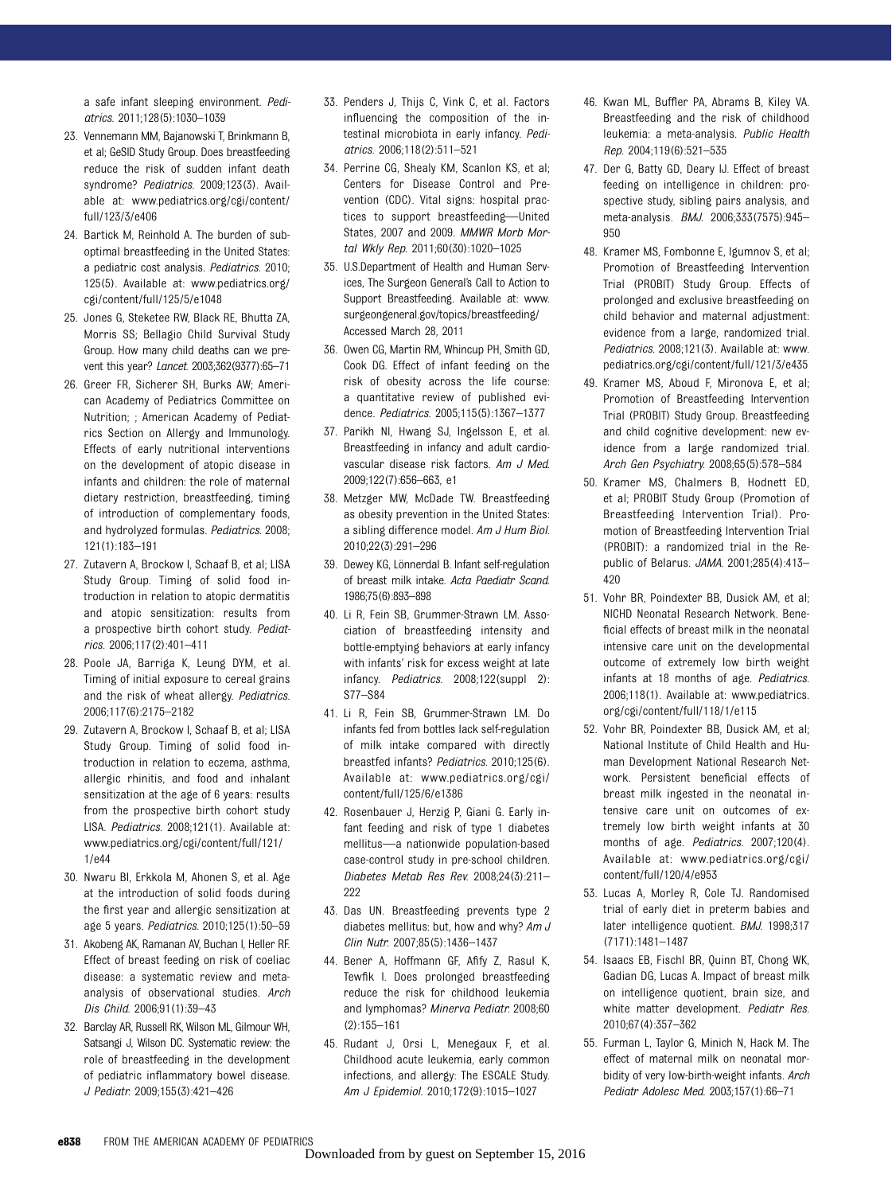a safe infant sleeping environment. *Pediatrics*. 2011;128(5):1030–1039

23. Vennemann MM, Bajanowski T, Brinkmann B, et al; GeSID Study Group. Does breastfeeding reduce the risk of sudden infant death syndrome? *Pediatrics*. 2009;123(3). Available at: www.pediatrics.org/cgi/content/full/123/3/e406
24. Bartick M, Reinhold A. The burden of suboptimal breastfeeding in the United States: a pediatric cost analysis. *Pediatrics*. 2010; 125(5). Available at: www.pediatrics.org/cgi/content/full/125/5/e1048
25. Jones G, Steketee RW, Black RE, Bhutta ZA, Morris SS; Bellagio Child Survival Study Group. How many child deaths can we prevent this year? *Lancet*. 2003;362(9377):65–71
26. Greer FR, Sicherer SH, Burks AW; American Academy of Pediatrics Committee on Nutrition; ; American Academy of Pediatrics Section on Allergy and Immunology. Effects of early nutritional interventions on the development of atopic disease in infants and children: the role of maternal dietary restriction, breastfeeding, timing of introduction of complementary foods, and hydrolyzed formulas. *Pediatrics*. 2008; 121(1):183–191
27. Zutavern A, Brockow I, Schaaf B, et al; LISA Study Group. Timing of solid food introduction in relation to atopic dermatitis and atopic sensitization: results from a prospective birth cohort study. *Pediatrics*. 2006;117(2):401–411
28. Poole JA, Barriga K, Leung DYM, et al. Timing of initial exposure to cereal grains and the risk of wheat allergy. *Pediatrics*. 2006;117(6):2175–2182
29. Zutavern A, Brockow I, Schaaf B, et al; LISA Study Group. Timing of solid food introduction in relation to eczema, asthma, allergic rhinitis, and food and inhalant sensitization at the age of 6 years: results from the prospective birth cohort study LISA. *Pediatrics*. 2008;121(1). Available at: www.pediatrics.org/cgi/content/full/121/1/e44
30. Nwaru BI, Erkkola M, Ahonen S, et al. Age at the introduction of solid foods during the first year and allergic sensitization at age 5 years. *Pediatrics*. 2010;125(1):50–59
31. Akobeng AK, Ramanan AV, Buchan I, Heller RF. Effect of breast feeding on risk of coeliac disease: a systematic review and meta-analysis of observational studies. *Arch Dis Child*. 2006;91(1):39–43
32. Barclay AR, Russell RK, Wilson ML, Gilmour WH, Satsangi J, Wilson DC. Systematic review: the role of breastfeeding in the development of pediatric inflammatory bowel disease. *J Pediatr*. 2009;155(3):421–426
33. Penders J, Thijs C, Vink C, et al. Factors influencing the composition of the intestinal microbiota in early infancy. *Pediatrics*. 2006;118(2):511–521
34. Perrine CG, Shealy KM, Scanlon KS, et al; Centers for Disease Control and Prevention (CDC). Vital signs: hospital practices to support breastfeeding—United States, 2007 and 2009. *MMWR Morb Mortal Wkly Rep*. 2011;60(30):1020–1025
35. U.S.Department of Health and Human Services, The Surgeon General's Call to Action to Support Breastfeeding. Available at: www.surgeongeneral.gov/topics/breastfeeding/ Accessed March 28, 2011
36. Owen CG, Martin RM, Whincup PH, Smith GD, Cook DG. Effect of infant feeding on the risk of obesity across the life course: a quantitative review of published evidence. *Pediatrics*. 2005;115(5):1367–1377
37. Parikh NI, Hwang SJ, Ingelsson E, et al. Breastfeeding in infancy and adult cardiovascular disease risk factors. *Am J Med*. 2009;122(7):656–663, e1
38. Metzger MW, McDade TW. Breastfeeding as obesity prevention in the United States: a sibling difference model. *Am J Hum Biol*. 2010;22(3):291–296
39. Dewey KG, Lönnerdal B. Infant self-regulation of breast milk intake. *Acta Paediatr Scand*. 1986;75(6):893–898
40. Li R, Fein SB, Grummer-Strawn LM. Association of breastfeeding intensity and bottle-emptying behaviors at early infancy with infants' risk for excess weight at late infancy. *Pediatrics*. 2008;122(suppl 2): S77–S84
41. Li R, Fein SB, Grummer-Strawn LM. Do infants fed from bottles lack self-regulation of milk intake compared with directly breastfed infants? *Pediatrics*. 2010;125(6). Available at: www.pediatrics.org/cgi/content/full/125/6/e1386
42. Rosenbauer J, Herzig P, Giani G. Early infant feeding and risk of type 1 diabetes mellitus—a nationwide population-based case-control study in pre-school children. *Diabetes Metab Res Rev*. 2008;24(3):211–222
43. Das UN. Breastfeeding prevents type 2 diabetes mellitus: but, how and why? *Am J Clin Nutr*. 2007;85(5):1436–1437
44. Bener A, Hoffmann GF, Afify Z, Rasul K, Tewfik I. Does prolonged breastfeeding reduce the risk for childhood leukemia and lymphomas? *Minerva Pediatr*. 2008;60(2):155–161
45. Rudant J, Orsi L, Menegaux F, et al. Childhood acute leukemia, early common infections, and allergy: The ESCALE Study. *Am J Epidemiol*. 2010;172(9):1015–1027
46. Kwan ML, Buffler PA, Abrams B, Kiley VA. Breastfeeding and the risk of childhood leukemia: a meta-analysis. *Public Health Rep*. 2004;119(6):521–535
47. Der G, Batty GD, Deary IJ. Effect of breast feeding on intelligence in children: prospective study, sibling pairs analysis, and meta-analysis. *BMJ*. 2006;333(7575):945–950
48. Kramer MS, Fombonne E, Igumnov S, et al; Promotion of Breastfeeding Intervention Trial (PROBIT) Study Group. Effects of prolonged and exclusive breastfeeding on child behavior and maternal adjustment: evidence from a large, randomized trial. *Pediatrics*. 2008;121(3). Available at: www.pediatrics.org/cgi/content/full/121/3/e435
49. Kramer MS, Aboud F, Mironova E, et al; Promotion of Breastfeeding Intervention Trial (PROBIT) Study Group. Breastfeeding and child cognitive development: new evidence from a large randomized trial. *Arch Gen Psychiatry*. 2008;65(5):578–584
50. Kramer MS, Chalmers B, Hodnett ED, et al; PROBIT Study Group (Promotion of Breastfeeding Intervention Trial). Promotion of Breastfeeding Intervention Trial (PROBIT): a randomized trial in the Republic of Belarus. *JAMA*. 2001;285(4):413–420
51. Vohr BR, Poindexter BB, Dusick AM, et al; NICHD Neonatal Research Network. Beneficial effects of breast milk in the neonatal intensive care unit on the developmental outcome of extremely low birth weight infants at 18 months of age. *Pediatrics*. 2006;118(1). Available at: www.pediatrics.org/cgi/content/full/118/1/e115
52. Vohr BR, Poindexter BB, Dusick AM, et al; National Institute of Child Health and Human Development National Research Network. Persistent beneficial effects of breast milk ingested in the neonatal intensive care unit on outcomes of extremely low birth weight infants at 30 months of age. *Pediatrics*. 2007;120(4). Available at: www.pediatrics.org/cgi/content/full/120/4/e953
53. Lucas A, Morley R, Cole TJ. Randomised trial of early diet in preterm babies and later intelligence quotient. *BMJ*. 1998;317(7171):1481–1487
54. Isaacs EB, Fischl BR, Quinn BT, Chong WK, Gadian DG, Lucas A. Impact of breast milk on intelligence quotient, brain size, and white matter development. *Pediatr Res*. 2010;67(4):357–362
55. Furman L, Taylor G, Minich N, Hack M. The effect of maternal milk on neonatal morbidity of very low-birth-weight infants. *Arch Pediatr Adolesc Med*. 2003;157(1):66–71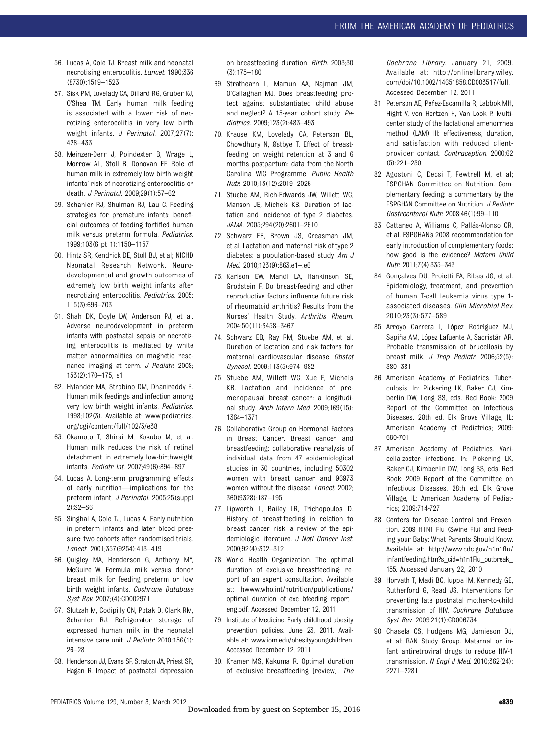56. Lucas A, Cole TJ. Breast milk and neonatal necrotising enterocolitis. *Lancet*. 1990;336 (8730):1519–1523
57. Sisk PM, Lovelady CA, Dillard RG, Gruber KJ, O'Shea TM. Early human milk feeding is associated with a lower risk of necrotizing enterocolitis in very low birth weight infants. *J Perinatol*. 2007;27(7): 428–433
58. Meinzen-Derr J, Poindexter B, Wrage L, Morrow AL, Stoll B, Donovan EF. Role of human milk in extremely low birth weight infants' risk of necrotizing enterocolitis or death. *J Perinatol*. 2009;29(1):57–62
59. Schanler RJ, Shulman RJ, Lau C. Feeding strategies for premature infants: beneficial outcomes of feeding fortified human milk versus preterm formula. *Pediatrics*. 1999;103(6 pt 1):1150–1157
60. Hintz SR, Kendrick DE, Stoll BJ, et al; NICHD Neonatal Research Network. Neurodevelopmental and growth outcomes of extremely low birth weight infants after necrotizing enterocolitis. *Pediatrics*. 2005; 115(3):696–703
61. Shah DK, Doyle LW, Anderson PJ, et al. Adverse neurodevelopment in preterm infants with postnatal sepsis or necrotizing enterocolitis is mediated by white matter abnormalities on magnetic resonance imaging at term. *J Pediatr*. 2008; 153(2):170–175, e1
62. Hylander MA, Strobino DM, Dhanireddy R. Human milk feedings and infection among very low birth weight infants. *Pediatrics*. 1998;102(3). Available at: www.pediatrics.org/cgi/content/full/102/3/e38
63. Okamoto T, Shirai M, Kokubo M, et al. Human milk reduces the risk of retinal detachment in extremely low-birthweight infants. *Pediatr Int*. 2007;49(6):894–897
64. Lucas A. Long-term programming effects of early nutrition—implications for the preterm infant. *J Perinatol*. 2005;25(suppl 2):S2–S6
65. Singhal A, Cole TJ, Lucas A. Early nutrition in preterm infants and later blood pressure: two cohorts after randomised trials. *Lancet*. 2001;357(9254):413–419
66. Quigley MA, Henderson G, Anthony MY, McGuire W. Formula milk versus donor breast milk for feeding preterm or low birth weight infants. *Cochrane Database Syst Rev*. 2007;(4):CD002971
67. Slutzah M, Codipilly CN, Potak D, Clark RM, Schanler RJ. Refrigerator storage of expressed human milk in the neonatal intensive care unit. *J Pediatr*. 2010;156(1): 26–28
68. Henderson JJ, Evans SF, Straton JA, Priest SR, Hagan R. Impact of postnatal depression on breastfeeding duration. *Birth*. 2003;30 (3):175–180
69. Strathearn L, Mamun AA, Najman JM, O'Callaghan MJ. Does breastfeeding protect against substantiated child abuse and neglect? A 15-year cohort study. *Pediatrics*. 2009;123(2):483–493
70. Krause KM, Lovelady CA, Peterson BL, Chowdhury N, Østbye T. Effect of breastfeeding on weight retention at 3 and 6 months postpartum: data from the North Carolina WIC Programme. *Public Health Nutr*. 2010;13(12):2019–2026
71. Stuebe AM, Rich-Edwards JW, Willett WC, Manson JE, Michels KB. Duration of lactation and incidence of type 2 diabetes. *JAMA*. 2005;294(20):2601–2610
72. Schwarz EB, Brown JS, Creasman JM, et al. Lactation and maternal risk of type 2 diabetes: a population-based study. *Am J Med*. 2010;123(9):863.e1–.e6
73. Karlson EW, Mandl LA, Hankinson SE, Grodstein F. Do breast-feeding and other reproductive factors influence future risk of rheumatoid arthritis? Results from the Nurses' Health Study. *Arthritis Rheum*. 2004;50(11):3458–3467
74. Schwarz EB, Ray RM, Stuebe AM, et al. Duration of lactation and risk factors for maternal cardiovascular disease. *Obstet Gynecol*. 2009;113(5):974–982
75. Stuebe AM, Willett WC, Xue F, Michels KB. Lactation and incidence of premenopausal breast cancer: a longitudinal study. *Arch Intern Med*. 2009;169(15): 1364–1371
76. Collaborative Group on Hormonal Factors in Breast Cancer. Breast cancer and breastfeeding: collaborative reanalysis of individual data from 47 epidemiological studies in 30 countries, including 50302 women with breast cancer and 96973 women without the disease. *Lancet*. 2002; 360(9328):187–195
77. Lipworth L, Bailey LR, Trichopoulos D. History of breast-feeding in relation to breast cancer risk: a review of the epidemiologic literature. *J Natl Cancer Inst*. 2000;92(4):302–312
78. World Health Organization. The optimal duration of exclusive breastfeeding: report of an expert consultation. Available at: hwww.who.int/nutrition/publications/optimal_duration_of_exc_bfeeding_report_eng.pdf. Accessed December 12, 2011
79. Institute of Medicine. Early childhood obesity prevention policies. June 23, 2011. Available at: www.iom.edu/obesityyoungchildren. Accessed December 12, 2011
80. Kramer MS, Kakuma R. Optimal duration of exclusive breastfeeding [review]. *The Cochrane Library*. January 21, 2009. Available at: http://onlinelibrary.wiley.com/doi/10.1002/14651858.CD003517/full. Accessed December 12, 2011
81. Peterson AE, Peŕez-Escamilla R, Labbok MH, Hight V, von Hertzen H, Van Look P. Multicenter study of the lactational amenorrhea method (LAM) III: effectiveness, duration, and satisfaction with reduced client-provider contact. *Contraception*. 2000;62 (5):221–230
82. Agostoni C, Decsi T, Fewtrell M, et al; ESPGHAN Committee on Nutrition. Complementary feeding: a commentary by the ESPGHAN Committee on Nutrition. *J Pediatr Gastroenterol Nutr*. 2008;46(1):99–110
83. Cattaneo A, Williams C, Pallás-Alonso CR, et al. ESPGHAN's 2008 recommendation for early introduction of complementary foods: how good is the evidence? *Matern Child Nutr*. 2011;7(4):335–343
84. Gonçalves DU, Proietti FA, Ribas JG, et al. Epidemiology, treatment, and prevention of human T-cell leukemia virus type 1-associated diseases. *Clin Microbiol Rev*. 2010;23(3):577–589
85. Arroyo Carrera I, López Rodríguez MJ, Sapiña AM, López Lafuente A, Sacristán AR. Probable transmission of brucellosis by breast milk. *J Trop Pediatr*. 2006;52(5): 380–381
86. American Academy of Pediatrics. Tuberculosis. In: Pickering LK, Baker CJ, Kimberlin DW, Long SS, eds. Red Book: 2009 Report of the Committee on Infectious Diseases. 28th ed. Elk Grove Village, IL: American Academy of Pediatrics; 2009: 680-701
87. American Academy of Pediatrics. Varicella-zoster infections. In: Pickering LK, Baker CJ, Kimberlin DW, Long SS, eds. Red Book: 2009 Report of the Committee on Infectious Diseases. 28th ed. Elk Grove Village, IL: American Academy of Pediatrics; 2009:714-727
88. Centers for Disease Control and Prevention. 2009 H1N1 Flu (Swine Flu) and Feeding your Baby: What Parents Should Know. Available at: http://www.cdc.gov/h1n1flu/infantfeeding.htm?s_cid=h1n1Flu_outbreak_155. Accessed January 22, 2010
89. Horvath T, Madi BC, Iuppa IM, Kennedy GE, Rutherford G, Read JS. Interventions for preventing late postnatal mother-to-child transmission of HIV. *Cochrane Database Syst Rev*. 2009;21(1):CD006734
90. Chasela CS, Hudgens MG, Jamieson DJ, et al; BAN Study Group. Maternal or infant antiretroviral drugs to reduce HIV-1 transmission. *N Engl J Med*. 2010;362(24): 2271–2281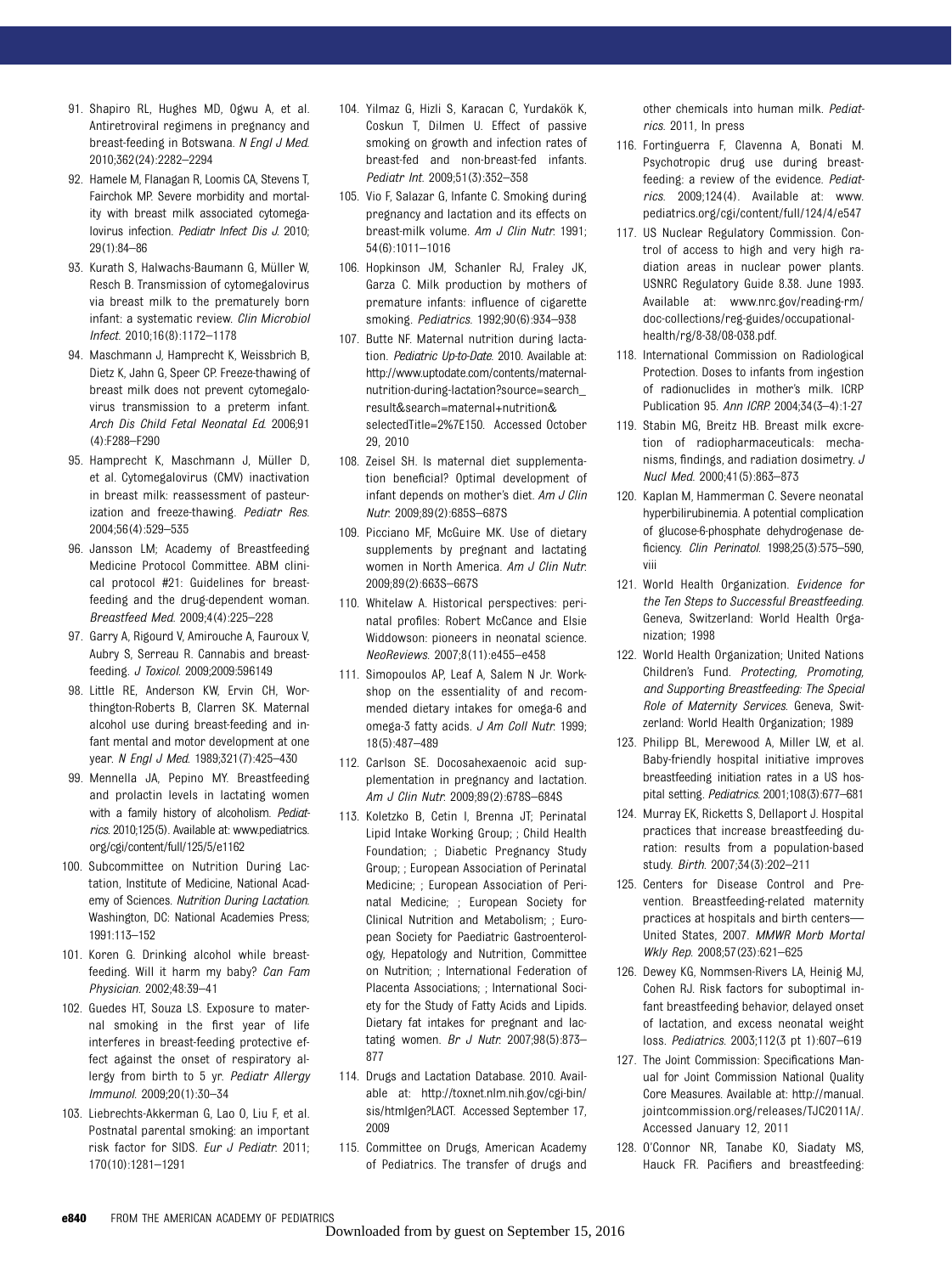91. Shapiro RL, Hughes MD, Ogwu A, et al. Antiretroviral regimens in pregnancy and breast-feeding in Botswana. *N Engl J Med*. 2010;362(24):2282–2294

92. Hamele M, Flanagan R, Loomis CA, Stevens T, Fairchok MP. Severe morbidity and mortality with breast milk associated cytomegalovirus infection. *Pediatr Infect Dis J*. 2010;29(1):84–86

93. Kurath S, Halwachs-Baumann G, Müller W, Resch B. Transmission of cytomegalovirus via breast milk to the prematurely born infant: a systematic review. *Clin Microbiol Infect*. 2010;16(8):1172–1178

94. Maschmann J, Hamprecht K, Weissbrich B, Dietz K, Jahn G, Speer CP. Freeze-thawing of breast milk does not prevent cytomegalovirus transmission to a preterm infant. *Arch Dis Child Fetal Neonatal Ed*. 2006;91(4):F288–F290

95. Hamprecht K, Maschmann J, Müller D, et al. Cytomegalovirus (CMV) inactivation in breast milk: reassessment of pasteurization and freeze-thawing. *Pediatr Res*. 2004;56(4):529–535

96. Jansson LM; Academy of Breastfeeding Medicine Protocol Committee. ABM clinical protocol #21: Guidelines for breastfeeding and the drug-dependent woman. *Breastfeed Med*. 2009;4(4):225–228

97. Garry A, Rigourd V, Amirouche A, Fauroux V, Aubry S, Serreau R. Cannabis and breastfeeding. *J Toxicol*. 2009;2009:596149

98. Little RE, Anderson KW, Ervin CH, Worthington-Roberts B, Clarren SK. Maternal alcohol use during breast-feeding and infant mental and motor development at one year. *N Engl J Med*. 1989;321(7):425–430

99. Mennella JA, Pepino MY. Breastfeeding and prolactin levels in lactating women with a family history of alcoholism. *Pediatrics*. 2010;125(5). Available at: www.pediatrics.org/cgi/content/full/125/5/e1162

100. Subcommittee on Nutrition During Lactation, Institute of Medicine, National Academy of Sciences. *Nutrition During Lactation*. Washington, DC: National Academies Press; 1991:113–152

101. Koren G. Drinking alcohol while breastfeeding. Will it harm my baby? *Can Fam Physician*. 2002;48:39–41

102. Guedes HT, Souza LS. Exposure to maternal smoking in the first year of life interferes in breast-feeding protective effect against the onset of respiratory allergy from birth to 5 yr. *Pediatr Allergy Immunol*. 2009;20(1):30–34

103. Liebrechts-Akkerman G, Lao O, Liu F, et al. Postnatal parental smoking: an important risk factor for SIDS. *Eur J Pediatr*. 2011;170(10):1281–1291

104. Yilmaz G, Hizli S, Karacan C, Yurdakök K, Coskun T, Dilmen U. Effect of passive smoking on growth and infection rates of breast-fed and non-breast-fed infants. *Pediatr Int*. 2009;51(3):352–358

105. Vio F, Salazar G, Infante C. Smoking during pregnancy and lactation and its effects on breast-milk volume. *Am J Clin Nutr*. 1991;54(6):1011–1016

106. Hopkinson JM, Schanler RJ, Fraley JK, Garza C. Milk production by mothers of premature infants: influence of cigarette smoking. *Pediatrics*. 1992;90(6):934–938

107. Butte NF. Maternal nutrition during lactation. *Pediatric Up-to-Date*. 2010. Available at: http://www.uptodate.com/contents/maternal-nutrition-during-lactation?source=search_result&search=maternal+nutrition&selectedTitle=2%7E150. Accessed October 29, 2010

108. Zeisel SH. Is maternal diet supplementation beneficial? Optimal development of infant depends on mother's diet. *Am J Clin Nutr*. 2009;89(2):685S–687S

109. Picciano MF, McGuire MK. Use of dietary supplements by pregnant and lactating women in North America. *Am J Clin Nutr*. 2009;89(2):663S–667S

110. Whitelaw A. Historical perspectives: perinatal profiles: Robert McCance and Elsie Widdowson: pioneers in neonatal science. *NeoReviews*. 2007;8(11):e455–e458

111. Simopoulos AP, Leaf A, Salem N Jr. Workshop on the essentiality of and recommended dietary intakes for omega-6 and omega-3 fatty acids. *J Am Coll Nutr*. 1999;18(5):487–489

112. Carlson SE. Docosahexaenoic acid supplementation in pregnancy and lactation. *Am J Clin Nutr*. 2009;89(2):678S–684S

113. Koletzko B, Cetin I, Brenna JT; Perinatal Lipid Intake Working Group; ; Child Health Foundation; ; Diabetic Pregnancy Study Group; ; European Association of Perinatal Medicine; ; European Association of Perinatal Medicine; ; European Society for Clinical Nutrition and Metabolism; ; European Society for Paediatric Gastroenterology, Hepatology and Nutrition, Committee on Nutrition; ; International Federation of Placenta Associations; ; International Society for the Study of Fatty Acids and Lipids. Dietary fat intakes for pregnant and lactating women. *Br J Nutr*. 2007;98(5):873–877

114. Drugs and Lactation Database. 2010. Available at: http://toxnet.nlm.nih.gov/cgi-bin/sis/htmlgen?LACT. Accessed September 17, 2009

115. Committee on Drugs, American Academy of Pediatrics. The transfer of drugs and other chemicals into human milk. *Pediatrics*. 2011, In press

116. Fortinguerra F, Clavenna A, Bonati M. Psychotropic drug use during breastfeeding: a review of the evidence. *Pediatrics*. 2009;124(4). Available at: www.pediatrics.org/cgi/content/full/124/4/e547

117. US Nuclear Regulatory Commission. Control of access to high and very high radiation areas in nuclear power plants. USNRC Regulatory Guide 8.38. June 1993. Available at: www.nrc.gov/reading-rm/doc-collections/reg-guides/occupational-health/rg/8-38/08-038.pdf.

118. International Commission on Radiological Protection. Doses to infants from ingestion of radionuclides in mother's milk. ICRP Publication 95. *Ann ICRP*. 2004;34(3–4):1-27

119. Stabin MG, Breitz HB. Breast milk excretion of radiopharmaceuticals: mechanisms, findings, and radiation dosimetry. *J Nucl Med*. 2000;41(5):863–873

120. Kaplan M, Hammerman C. Severe neonatal hyperbilirubinemia. A potential complication of glucose-6-phosphate dehydrogenase deficiency. *Clin Perinatol*. 1998;25(3):575–590, viii

121. World Health Organization. *Evidence for the Ten Steps to Successful Breastfeeding*. Geneva, Switzerland: World Health Organization; 1998

122. World Health Organization; United Nations Children's Fund. *Protecting, Promoting, and Supporting Breastfeeding: The Special Role of Maternity Services*. Geneva, Switzerland: World Health Organization; 1989

123. Philipp BL, Merewood A, Miller LW, et al. Baby-friendly hospital initiative improves breastfeeding initiation rates in a US hospital setting. *Pediatrics*. 2001;108(3):677–681

124. Murray EK, Ricketts S, Dellaport J. Hospital practices that increase breastfeeding duration: results from a population-based study. *Birth*. 2007;34(3):202–211

125. Centers for Disease Control and Prevention. Breastfeeding-related maternity practices at hospitals and birth centers—United States, 2007. *MMWR Morb Mortal Wkly Rep*. 2008;57(23):621–625

126. Dewey KG, Nommsen-Rivers LA, Heinig MJ, Cohen RJ. Risk factors for suboptimal infant breastfeeding behavior, delayed onset of lactation, and excess neonatal weight loss. *Pediatrics*. 2003;112(3 pt 1):607–619

127. The Joint Commission: Specifications Manual for Joint Commission National Quality Core Measures. Available at: http://manual.jointcommission.org/releases/TJC2011A/. Accessed January 12, 2011

128. O'Connor NR, Tanabe KO, Siadaty MS, Hauck FR. Pacifiers and breastfeeding: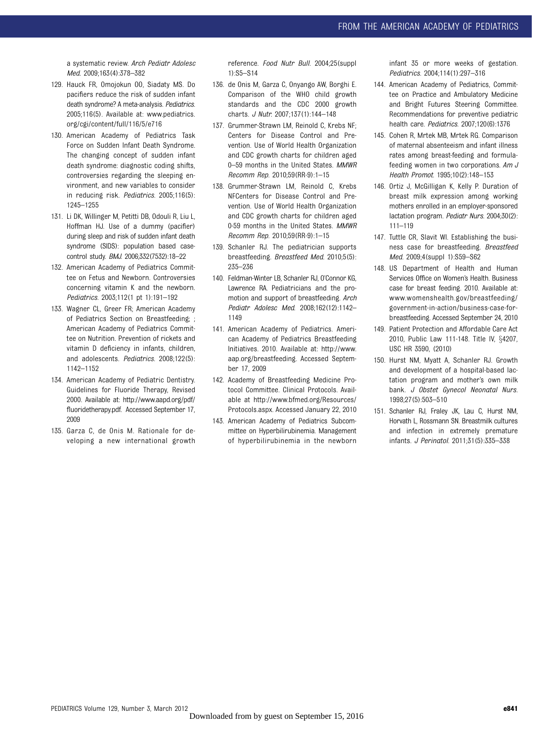a systematic review. *Arch Pediatr Adolesc Med*. 2009;163(4):378–382

129. Hauck FR, Omojokun OO, Siadaty MS. Do pacifiers reduce the risk of sudden infant death syndrome? A meta-analysis. *Pediatrics*. 2005;116(5). Available at: www.pediatrics.org/cgi/content/full/116/5/e716
130. American Academy of Pediatrics Task Force on Sudden Infant Death Syndrome. The changing concept of sudden infant death syndrome: diagnostic coding shifts, controversies regarding the sleeping environment, and new variables to consider in reducing risk. *Pediatrics*. 2005;116(5):1245–1255
131. Li DK, Willinger M, Petitti DB, Odouli R, Liu L, Hoffman HJ. Use of a dummy (pacifier) during sleep and risk of sudden infant death syndrome (SIDS): population based case-control study. *BMJ*. 2006;332(7532):18–22
132. American Academy of Pediatrics Committee on Fetus and Newborn. Controversies concerning vitamin K and the newborn. *Pediatrics*. 2003;112(1 pt 1):191–192
133. Wagner CL, Greer FR; American Academy of Pediatrics Section on Breastfeeding; ; American Academy of Pediatrics Committee on Nutrition. Prevention of rickets and vitamin D deficiency in infants, children, and adolescents. *Pediatrics*. 2008;122(5):1142–1152
134. American Academy of Pediatric Dentistry. Guidelines for Fluoride Therapy, Revised 2000. Available at: http://www.aapd.org/pdf/fluoridetherapy.pdf. Accessed September 17, 2009
135. Garza C, de Onis M. Rationale for developing a new international growth reference. *Food Nutr Bull*. 2004;25(suppl 1):S5–S14
136. de Onis M, Garza C, Onyango AW, Borghi E. Comparison of the WHO child growth standards and the CDC 2000 growth charts. *J Nutr*. 2007;137(1):144–148
137. Grummer-Strawn LM, Reinold C, Krebs NF; Centers for Disease Control and Prevention. Use of World Health Organization and CDC growth charts for children aged 0–59 months in the United States. *MMWR Recomm Rep*. 2010;59(RR-9):1–15
138. Grummer-Strawn LM, Reinold C, Krebs NFCenters for Disease Control and Prevention. Use of World Health Organization and CDC growth charts for children aged 0-59 months in the United States. *MMWR Recomm Rep*. 2010;59(RR-9):1–15
139. Schanler RJ. The pediatrician supports breastfeeding. *Breastfeed Med*. 2010;5(5):235–236
140. Feldman-Winter LB, Schanler RJ, O'Connor KG, Lawrence RA. Pediatricians and the promotion and support of breastfeeding. *Arch Pediatr Adolesc Med*. 2008;162(12):1142–1149
141. American Academy of Pediatrics. American Academy of Pediatrics Breastfeeding Initiatives. 2010. Available at: http://www.aap.org/breastfeeding. Accessed September 17, 2009
142. Academy of Breastfeeding Medicine Protocol Committee. Clinical Protocols. Available at http://www.bfmed.org/Resources/Protocols.aspx. Accessed January 22, 2010
143. American Academy of Pediatrics Subcommittee on Hyperbilirubinemia. Management of hyperbilirubinemia in the newborn infant 35 or more weeks of gestation. *Pediatrics*. 2004;114(1):297–316
144. American Academy of Pediatrics, Committee on Practice and Ambulatory Medicine and Bright Futures Steering Committee. Recommendations for preventive pediatric health care. *Pediatrics*. 2007;120(6):1376
145. Cohen R, Mrtek MB, Mrtek RG. Comparison of maternal absenteeism and infant illness rates among breast-feeding and formula-feeding women in two corporations. *Am J Health Promot*. 1995;10(2):148–153
146. Ortiz J, McGilligan K, Kelly P. Duration of breast milk expression among working mothers enrolled in an employer-sponsored lactation program. *Pediatr Nurs*. 2004;30(2):111–119
147. Tuttle CR, Slavit WI. Establishing the business case for breastfeeding. *Breastfeed Med*. 2009;4(suppl 1):S59–S62
148. US Department of Health and Human Services Office on Women's Health. Business case for breast feeding. 2010. Available at: www.womenshealth.gov/breastfeeding/government-in-action/business-case-for-breastfeeding. Accessed September 24, 2010
149. Patient Protection and Affordable Care Act 2010, Public Law 111-148. Title IV, §4207, USC HR 3590, (2010)
150. Hurst NM, Myatt A, Schanler RJ. Growth and development of a hospital-based lactation program and mother's own milk bank. *J Obstet Gynecol Neonatal Nurs*. 1998;27(5):503–510
151. Schanler RJ, Fraley JK, Lau C, Hurst NM, Horvath L, Rossmann SN. Breastmilk cultures and infection in extremely premature infants. *J Perinatol*. 2011;31(5):335–338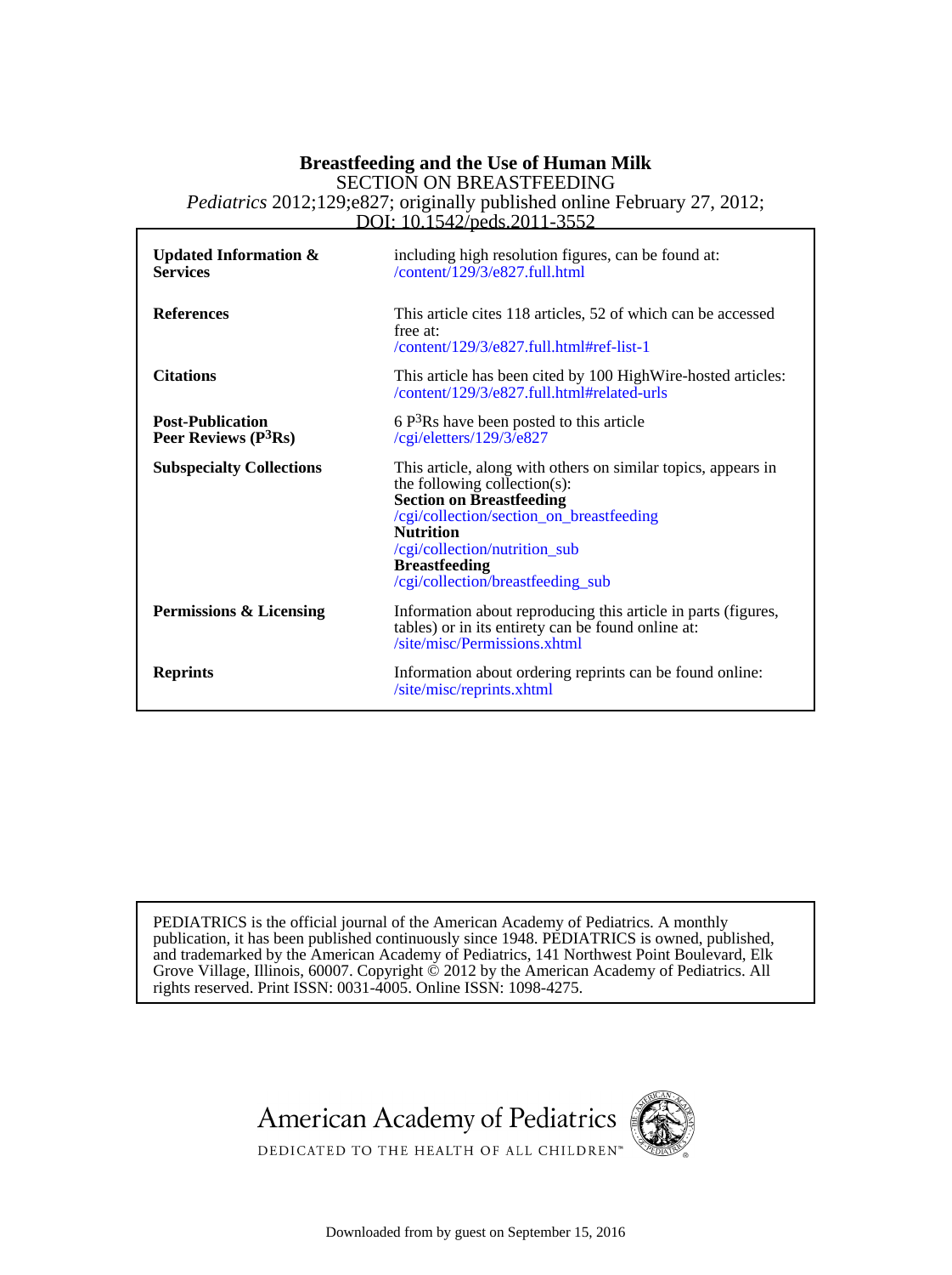# Breastfeeding and the Use of Human Milk

SECTION ON BREASTFEEDING

*Pediatrics* 2012;129;e827; originally published online February 27, 2012;

DOI: 10.1542/peds.2011-3552

| | |
|---|---|
| **Updated Information & Services** | including high resolution figures, can be found at: /content/129/3/e827.full.html |
| **References** | This article cites 118 articles, 52 of which can be accessed free at: /content/129/3/e827.full.html#ref-list-1 |
| **Citations** | This article has been cited by 100 HighWire-hosted articles: /content/129/3/e827.full.html#related-urls |
| **Post-Publication Peer Reviews (P$^3$Rs)** | 6 P$^3$Rs have been posted to this article /cgi/eletters/129/3/e827 |
| **Subspecialty Collections** | This article, along with others on similar topics, appears in the following collection(s): **Section on Breastfeeding** /cgi/collection/section_on_breastfeeding **Nutrition** /cgi/collection/nutrition_sub **Breastfeeding** /cgi/collection/breastfeeding_sub |
| **Permissions & Licensing** | Information about reproducing this article in parts (figures, tables) or in its entirety can be found online at: /site/misc/Permissions.xhtml |
| **Reprints** | Information about ordering reprints can be found online: /site/misc/reprints.xhtml |

PEDIATRICS is the official journal of the American Academy of Pediatrics. A monthly publication, it has been published continuously since 1948. PEDIATRICS is owned, published, and trademarked by the American Academy of Pediatrics, 141 Northwest Point Boulevard, Elk Grove Village, Illinois, 60007. Copyright © 2012 by the American Academy of Pediatrics. All rights reserved. Print ISSN: 0031-4005. Online ISSN: 1098-4275.

American Academy of Pediatrics

DEDICATED TO THE HEALTH OF ALL CHILDREN™

Downloaded from by guest on September 15, 2016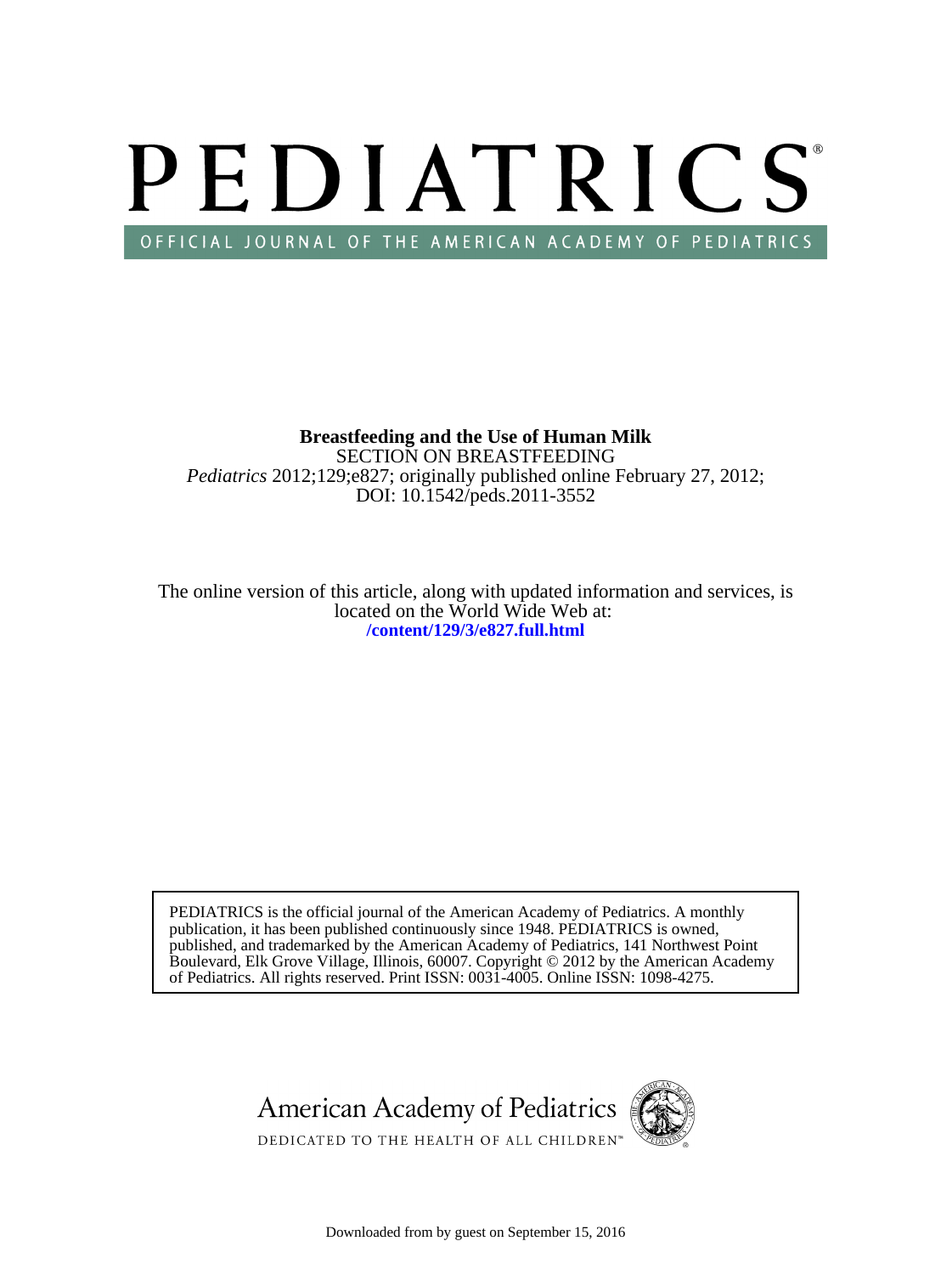# PEDIATRICS

OFFICIAL JOURNAL OF THE AMERICAN ACADEMY OF PEDIATRICS

**Breastfeeding and the Use of Human Milk**
SECTION ON BREASTFEEDING
*Pediatrics* 2012;129;e827; originally published online February 27, 2012;
DOI: 10.1542/peds.2011-3552

The online version of this article, along with updated information and services, is located on the World Wide Web at:
**/content/129/3/e827.full.html**

PEDIATRICS is the official journal of the American Academy of Pediatrics. A monthly publication, it has been published continuously since 1948. PEDIATRICS is owned, published, and trademarked by the American Academy of Pediatrics, 141 Northwest Point Boulevard, Elk Grove Village, Illinois, 60007. Copyright © 2012 by the American Academy of Pediatrics. All rights reserved. Print ISSN: 0031-4005. Online ISSN: 1098-4275.

American Academy of Pediatrics
DEDICATED TO THE HEALTH OF ALL CHILDREN™

Downloaded from by guest on September 15, 2016